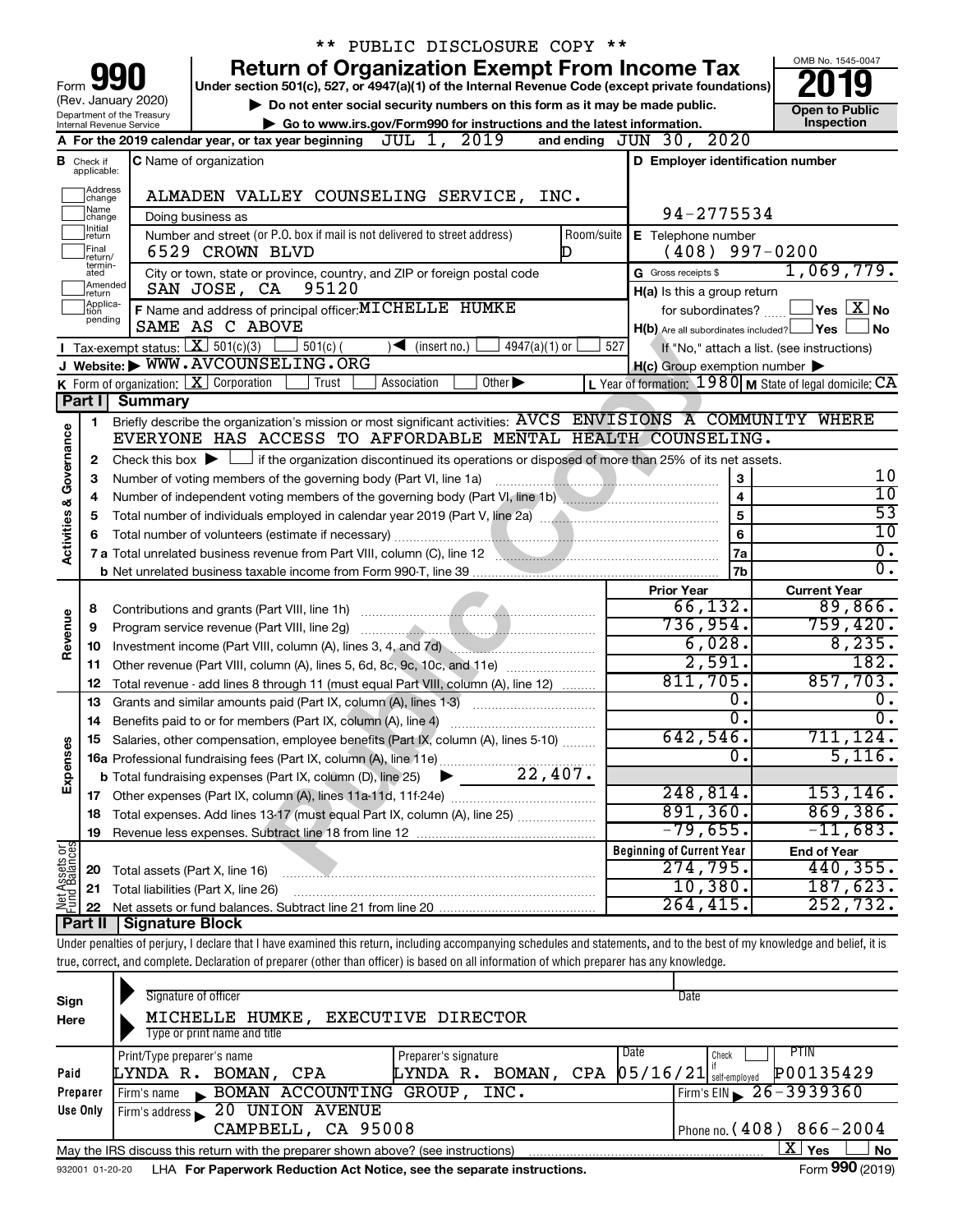\*\* PUBLIC DISCLOSURE COPY \*\*

# Form 990 — Return of Organization Exempt From Income Tax

Under section 501(c), 527, or 4947(a)(1) of the Internal Revenue Code (except private foundations)

(Rev. January 2020) Department of the Treasury Internal Revenue Service

▶ Do not enter social security numbers on this form as it may be made public.

▶ Go to www.irs.gov/Form990 for instructions and the latest information.

OMB No. 1545-0047 — **2019** — Open to Public Inspection

**A** For the 2019 calendar year, or tax year beginning JUL 1, 2019 and ending JUN 30, 2020

**B** Check if applicable: Address change, Name change, Initial return, Final return/terminated, Amended return, Application pending

**C** Name of organization: ALMADEN VALLEY COUNSELING SERVICE, INC.

Doing business as

Number and street (or P.O. box if mail is not delivered to street address): 6529 CROWN BLVD — Room/suite: D

City or town, state or province, country, and ZIP or foreign postal code: SAN JOSE, CA 95120

**D** Employer identification number: 94-2775534

**E** Telephone number: (408) 997-0200

**G** Gross receipts $ 1,069,779.

**F** Name and address of principal officer: MICHELLE HUMKE, SAME AS C ABOVE

**H(a)** Is this a group return for subordinates? ☐ Yes ☒ No

**H(b)** Are all subordinates included? ☐ Yes ☐ No — If "No," attach a list. (see instructions)

**H(c)** Group exemption number ▶

**I** Tax-exempt status: ☒ 501(c)(3) ☐ 501(c) ( ) ◀ (insert no.) ☐ 4947(a)(1) or ☐ 527

**J** Website: ▶ WWW.AVCOUNSELING.ORG

**K** Form of organization: ☒ Corporation ☐ Trust ☐ Association ☐ Other ▶

**L** Year of formation: 1980 **M** State of legal domicile: CA

## Part I Summary

**Activities & Governance**

1 Briefly describe the organization's mission or most significant activities: AVCS ENVISIONS A COMMUNITY WHERE EVERYONE HAS ACCESS TO AFFORDABLE MENTAL HEALTH COUNSELING.

2 Check this box ▶ ☐ if the organization discontinued its operations or disposed of more than 25% of its net assets.

| Line | Description | | Value |
|---|---|---|---|
| 3 | Number of voting members of the governing body (Part VI, line 1a) | 3 | 10 |
| 4 | Number of independent voting members of the governing body (Part VI, line 1b) | 4 | 10 |
| 5 | Total number of individuals employed in calendar year 2019 (Part V, line 2a) | 5 | 53 |
| 6 | Total number of volunteers (estimate if necessary) | 6 | 10 |
| 7a | Total unrelated business revenue from Part VIII, column (C), line 12 | 7a | 0. |
| 7b | Net unrelated business taxable income from Form 990-T, line 39 | 7b | 0. |

| | Line | Description | Prior Year | Current Year |
|---|---|---|---|---|
| Revenue | 8 | Contributions and grants (Part VIII, line 1h) | 66,132. | 89,866. |
| | 9 | Program service revenue (Part VIII, line 2g) | 736,954. | 759,420. |
| | 10 | Investment income (Part VIII, column (A), lines 3, 4, and 7d) | 6,028. | 8,235. |
| | 11 | Other revenue (Part VIII, column (A), lines 5, 6d, 8c, 9c, 10c, and 11e) | 2,591. | 182. |
| | 12 | Total revenue - add lines 8 through 11 (must equal Part VIII, column (A), line 12) | 811,705. | 857,703. |
| Expenses | 13 | Grants and similar amounts paid (Part IX, column (A), lines 1-3) | 0. | 0. |
| | 14 | Benefits paid to or for members (Part IX, column (A), line 4) | 0. | 0. |
| | 15 | Salaries, other compensation, employee benefits (Part IX, column (A), lines 5-10) | 642,546. | 711,124. |
| | 16a | Professional fundraising fees (Part IX, column (A), line 11e) | 0. | 5,116. |
| | b | Total fundraising expenses (Part IX, column (D), line 25) ▶ 22,407. | | |
| | 17 | Other expenses (Part IX, column (A), lines 11a-11d, 11f-24e) | 248,814. | 153,146. |
| | 18 | Total expenses. Add lines 13-17 (must equal Part IX, column (A), line 25) | 891,360. | 869,386. |
| | 19 | Revenue less expenses. Subtract line 18 from line 12 | -79,655. | -11,683. |
| | | | **Beginning of Current Year** | **End of Year** |
| Net Assets or Fund Balances | 20 | Total assets (Part X, line 16) | 274,795. | 440,355. |
| | 21 | Total liabilities (Part X, line 26) | 10,380. | 187,623. |
| | 22 | Net assets or fund balances. Subtract line 21 from line 20 | 264,415. | 252,732. |

## Part II Signature Block

Under penalties of perjury, I declare that I have examined this return, including accompanying schedules and statements, and to the best of my knowledge and belief, it is true, correct, and complete. Declaration of preparer (other than officer) is based on all information of which preparer has any knowledge.

**Sign Here**

Signature of officer — Date

MICHELLE HUMKE, EXECUTIVE DIRECTOR

Type or print name and title

| Paid Preparer Use Only | | | | |
|---|---|---|---|---|
| Print/Type preparer's name: LYNDA R. BOMAN, CPA | Preparer's signature: LYNDA R. BOMAN, CPA | Date: 05/16/21 | Check ☐ if self-employed | PTIN: P00135429 |
| Firm's name ▶ BOMAN ACCOUNTING GROUP, INC. | | | Firm's EIN ▶ 26-3939360 | |
| Firm's address ▶ 20 UNION AVENUE, CAMPBELL, CA 95008 | | | Phone no. (408) 866-2004 | |

May the IRS discuss this return with the preparer shown above? (see instructions) ☒ Yes ☐ No

932001 01-20-20 LHA For Paperwork Reduction Act Notice, see the separate instructions. Form **990** (2019)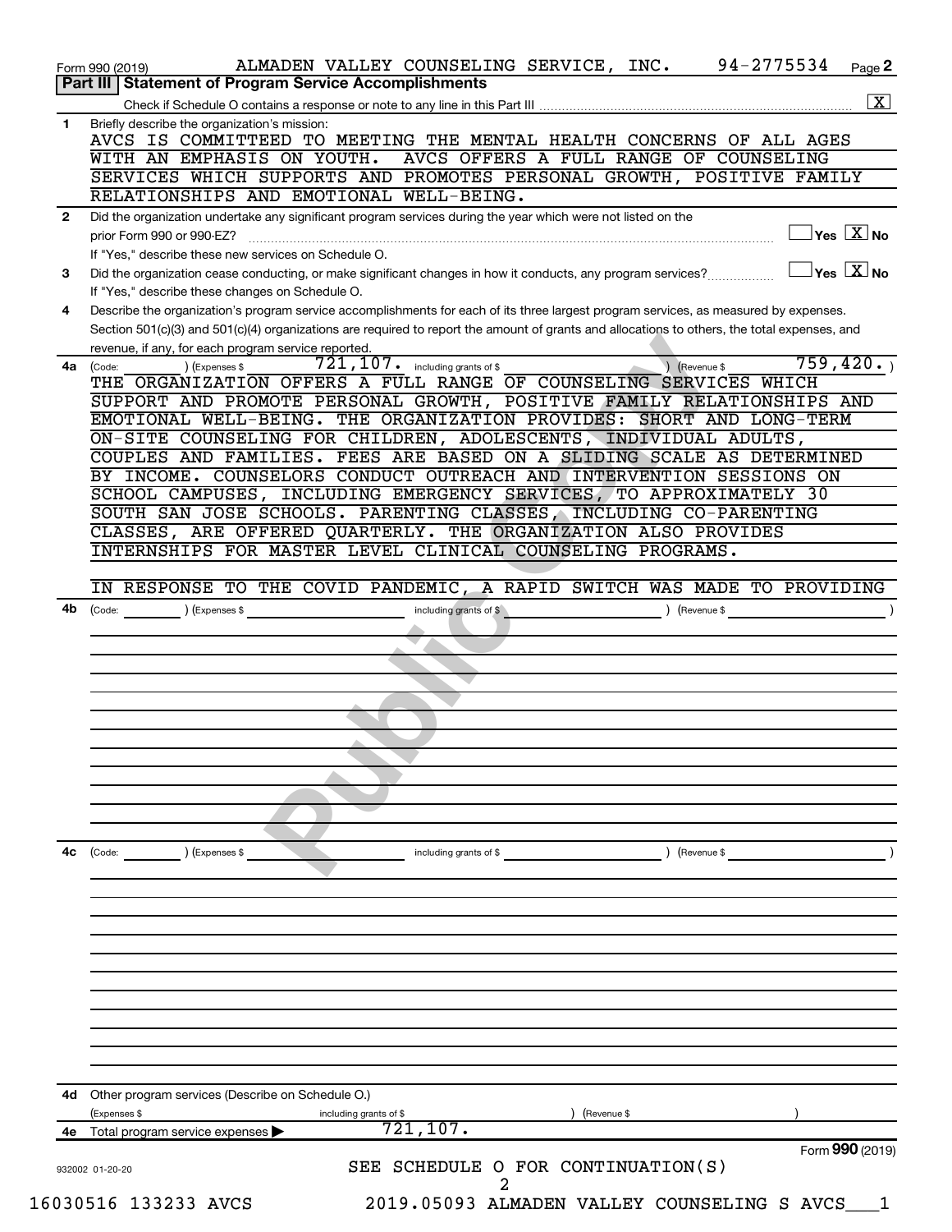Form 990 (2019) ALMADEN VALLEY COUNSELING SERVICE, INC. 94-2775534 Page 2

## Part III Statement of Program Service Accomplishments

Check if Schedule O contains a response or note to any line in this Part III ..... [X]

**1** Briefly describe the organization's mission:

AVCS IS COMMITTEED TO MEETING THE MENTAL HEALTH CONCERNS OF ALL AGES WITH AN EMPHASIS ON YOUTH. AVCS OFFERS A FULL RANGE OF COUNSELING SERVICES WHICH SUPPORTS AND PROMOTES PERSONAL GROWTH, POSITIVE FAMILY RELATIONSHIPS AND EMOTIONAL WELL-BEING.

**2** Did the organization undertake any significant program services during the year which were not listed on the prior Form 990 or 990-EZ? ..... [ ] Yes [X] No

If "Yes," describe these new services on Schedule O.

**3** Did the organization cease conducting, or make significant changes in how it conducts, any program services? ..... [ ] Yes [X] No

If "Yes," describe these changes on Schedule O.

**4** Describe the organization's program service accomplishments for each of its three largest program services, as measured by expenses. Section 501(c)(3) and 501(c)(4) organizations are required to report the amount of grants and allocations to others, the total expenses, and revenue, if any, for each program service reported.

**4a** (Code: ) (Expenses $ 721,107. including grants of $ ) (Revenue $ 759,420. )

THE ORGANIZATION OFFERS A FULL RANGE OF COUNSELING SERVICES WHICH SUPPORT AND PROMOTE PERSONAL GROWTH, POSITIVE FAMILY RELATIONSHIPS AND EMOTIONAL WELL-BEING. THE ORGANIZATION PROVIDES: SHORT AND LONG-TERM ON-SITE COUNSELING FOR CHILDREN, ADOLESCENTS, INDIVIDUAL ADULTS, COUPLES AND FAMILIES. FEES ARE BASED ON A SLIDING SCALE AS DETERMINED BY INCOME. COUNSELORS CONDUCT OUTREACH AND INTERVENTION SESSIONS ON SCHOOL CAMPUSES, INCLUDING EMERGENCY SERVICES, TO APPROXIMATELY 30 SOUTH SAN JOSE SCHOOLS. PARENTING CLASSES, INCLUDING CO-PARENTING CLASSES, ARE OFFERED QUARTERLY. THE ORGANIZATION ALSO PROVIDES INTERNSHIPS FOR MASTER LEVEL CLINICAL COUNSELING PROGRAMS.

IN RESPONSE TO THE COVID PANDEMIC, A RAPID SWITCH WAS MADE TO PROVIDING

**4b** (Code: ) (Expenses $ including grants of $ ) (Revenue $ )

**4c** (Code: ) (Expenses $ including grants of $ ) (Revenue $ )

**4d** Other program services (Describe on Schedule O.)

(Expenses $ including grants of $ ) (Revenue $ )

**4e** Total program service expenses ▶ 721,107.

Form 990 (2019)

SEE SCHEDULE O FOR CONTINUATION(S)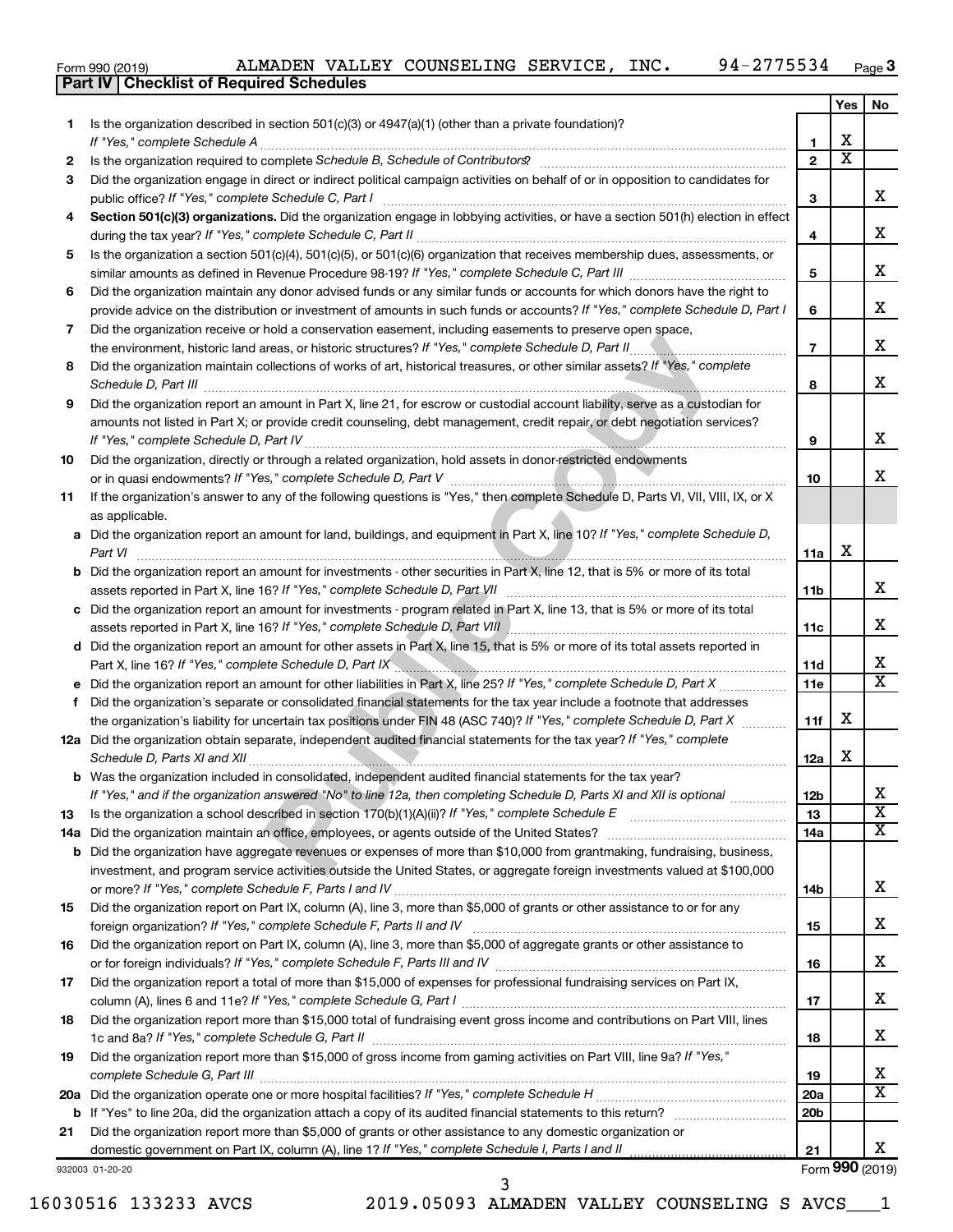Form 990 (2019) ALMADEN VALLEY COUNSELING SERVICE, INC. 94-2775534

## Part IV Checklist of Required Schedules

| | | | Yes | No |
|---|---|---|---|---|
| 1 | Is the organization described in section 501(c)(3) or 4947(a)(1) (other than a private foundation)? *If "Yes," complete Schedule A* | 1 | X | |
| 2 | Is the organization required to complete *Schedule B, Schedule of Contributors*? | 2 | X | |
| 3 | Did the organization engage in direct or indirect political campaign activities on behalf of or in opposition to candidates for public office? *If "Yes," complete Schedule C, Part I* | 3 | | X |
| 4 | **Section 501(c)(3) organizations.** Did the organization engage in lobbying activities, or have a section 501(h) election in effect during the tax year? *If "Yes," complete Schedule C, Part II* | 4 | | X |
| 5 | Is the organization a section 501(c)(4), 501(c)(5), or 501(c)(6) organization that receives membership dues, assessments, or similar amounts as defined in Revenue Procedure 98-19? *If "Yes," complete Schedule C, Part III* | 5 | | X |
| 6 | Did the organization maintain any donor advised funds or any similar funds or accounts for which donors have the right to provide advice on the distribution or investment of amounts in such funds or accounts? *If "Yes," complete Schedule D, Part I* | 6 | | X |
| 7 | Did the organization receive or hold a conservation easement, including easements to preserve open space, the environment, historic land areas, or historic structures? *If "Yes," complete Schedule D, Part II* | 7 | | X |
| 8 | Did the organization maintain collections of works of art, historical treasures, or other similar assets? *If "Yes," complete Schedule D, Part III* | 8 | | X |
| 9 | Did the organization report an amount in Part X, line 21, for escrow or custodial account liability, serve as a custodian for amounts not listed in Part X; or provide credit counseling, debt management, credit repair, or debt negotiation services? *If "Yes," complete Schedule D, Part IV* | 9 | | X |
| 10 | Did the organization, directly or through a related organization, hold assets in donor-restricted endowments or in quasi endowments? *If "Yes," complete Schedule D, Part V* | 10 | | X |
| 11 | If the organization's answer to any of the following questions is "Yes," then complete Schedule D, Parts VI, VII, VIII, IX, or X as applicable. | | | |
| a | Did the organization report an amount for land, buildings, and equipment in Part X, line 10? *If "Yes," complete Schedule D, Part VI* | 11a | X | |
| b | Did the organization report an amount for investments - other securities in Part X, line 12, that is 5% or more of its total assets reported in Part X, line 16? *If "Yes," complete Schedule D, Part VII* | 11b | | X |
| c | Did the organization report an amount for investments - program related in Part X, line 13, that is 5% or more of its total assets reported in Part X, line 16? *If "Yes," complete Schedule D, Part VIII* | 11c | | X |
| d | Did the organization report an amount for other assets in Part X, line 15, that is 5% or more of its total assets reported in Part X, line 16? *If "Yes," complete Schedule D, Part IX* | 11d | | X |
| e | Did the organization report an amount for other liabilities in Part X, line 25? *If "Yes," complete Schedule D, Part X* | 11e | | X |
| f | Did the organization's separate or consolidated financial statements for the tax year include a footnote that addresses the organization's liability for uncertain tax positions under FIN 48 (ASC 740)? *If "Yes," complete Schedule D, Part X* | 11f | X | |
| 12a | Did the organization obtain separate, independent audited financial statements for the tax year? *If "Yes," complete Schedule D, Parts XI and XII* | 12a | X | |
| b | Was the organization included in consolidated, independent audited financial statements for the tax year? *If "Yes," and if the organization answered "No" to line 12a, then completing Schedule D, Parts XI and XII is optional* | 12b | | X |
| 13 | Is the organization a school described in section 170(b)(1)(A)(ii)? *If "Yes," complete Schedule E* | 13 | | X |
| 14a | Did the organization maintain an office, employees, or agents outside of the United States? | 14a | | X |
| b | Did the organization have aggregate revenues or expenses of more than $10,000 from grantmaking, fundraising, business, investment, and program service activities outside the United States, or aggregate foreign investments valued at $100,000 or more? *If "Yes," complete Schedule F, Parts I and IV* | 14b | | X |
| 15 | Did the organization report on Part IX, column (A), line 3, more than $5,000 of grants or other assistance to or for any foreign organization? *If "Yes," complete Schedule F, Parts II and IV* | 15 | | X |
| 16 | Did the organization report on Part IX, column (A), line 3, more than $5,000 of aggregate grants or other assistance to or for foreign individuals? *If "Yes," complete Schedule F, Parts III and IV* | 16 | | X |
| 17 | Did the organization report a total of more than $15,000 of expenses for professional fundraising services on Part IX, column (A), lines 6 and 11e? *If "Yes," complete Schedule G, Part I* | 17 | | X |
| 18 | Did the organization report more than $15,000 total of fundraising event gross income and contributions on Part VIII, lines 1c and 8a? *If "Yes," complete Schedule G, Part II* | 18 | | X |
| 19 | Did the organization report more than $15,000 of gross income from gaming activities on Part VIII, line 9a? *If "Yes," complete Schedule G, Part III* | 19 | | X |
| 20a | Did the organization operate one or more hospital facilities? *If "Yes," complete Schedule H* | 20a | | X |
| b | If "Yes" to line 20a, did the organization attach a copy of its audited financial statements to this return? | 20b | | |
| 21 | Did the organization report more than $5,000 of grants or other assistance to any domestic organization or domestic government on Part IX, column (A), line 1? *If "Yes," complete Schedule I, Parts I and II* | 21 | | X |

932003 01-20-20 Form **990** (2019)

16030516 133233 AVCS 2019.05093 ALMADEN VALLEY COUNSELING S AVCS___1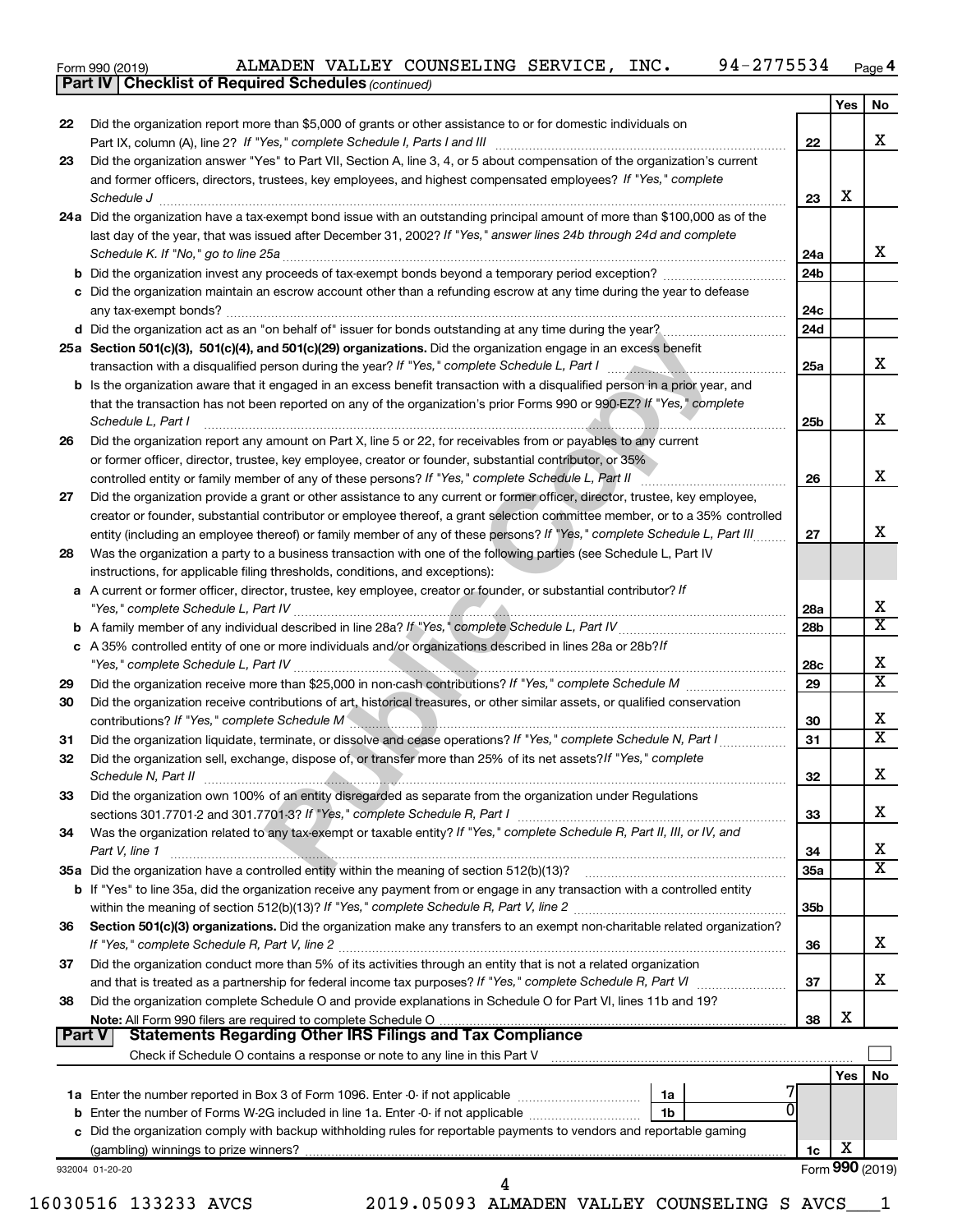Form 990 (2019) ALMADEN VALLEY COUNSELING SERVICE, INC. 94-2775534 Page 4

**Part IV | Checklist of Required Schedules** *(continued)*

| | | | Yes | No |
|---|---|---|---|---|
| 22 | Did the organization report more than $5,000 of grants or other assistance to or for domestic individuals on Part IX, column (A), line 2? *If "Yes," complete Schedule I, Parts I and III* | 22 | | X |
| 23 | Did the organization answer "Yes" to Part VII, Section A, line 3, 4, or 5 about compensation of the organization's current and former officers, directors, trustees, key employees, and highest compensated employees? *If "Yes," complete Schedule J* | 23 | X | |
| 24a | Did the organization have a tax-exempt bond issue with an outstanding principal amount of more than $100,000 as of the last day of the year, that was issued after December 31, 2002? *If "Yes," answer lines 24b through 24d and complete Schedule K. If "No," go to line 25a* | 24a | | X |
| b | Did the organization invest any proceeds of tax-exempt bonds beyond a temporary period exception? | 24b | | |
| c | Did the organization maintain an escrow account other than a refunding escrow at any time during the year to defease any tax-exempt bonds? | 24c | | |
| d | Did the organization act as an "on behalf of" issuer for bonds outstanding at any time during the year? | 24d | | |
| 25a | **Section 501(c)(3), 501(c)(4), and 501(c)(29) organizations.** Did the organization engage in an excess benefit transaction with a disqualified person during the year? *If "Yes," complete Schedule L, Part I* | 25a | | X |
| b | Is the organization aware that it engaged in an excess benefit transaction with a disqualified person in a prior year, and that the transaction has not been reported on any of the organization's prior Forms 990 or 990-EZ? *If "Yes," complete Schedule L, Part I* | 25b | | X |
| 26 | Did the organization report any amount on Part X, line 5 or 22, for receivables from or payables to any current or former officer, director, trustee, key employee, creator or founder, substantial contributor, or 35% controlled entity or family member of any of these persons? *If "Yes," complete Schedule L, Part II* | 26 | | X |
| 27 | Did the organization provide a grant or other assistance to any current or former officer, director, trustee, key employee, creator or founder, substantial contributor or employee thereof, a grant selection committee member, or to a 35% controlled entity (including an employee thereof) or family member of any of these persons? *If "Yes," complete Schedule L, Part III* | 27 | | X |
| 28 | Was the organization a party to a business transaction with one of the following parties (see Schedule L, Part IV instructions, for applicable filing thresholds, conditions, and exceptions): | | | |
| a | A current or former officer, director, trustee, key employee, creator or founder, or substantial contributor? *If "Yes," complete Schedule L, Part IV* | 28a | | X |
| b | A family member of any individual described in line 28a? *If "Yes," complete Schedule L, Part IV* | 28b | | X |
| c | A 35% controlled entity of one or more individuals and/or organizations described in lines 28a or 28b? *If "Yes," complete Schedule L, Part IV* | 28c | | X |
| 29 | Did the organization receive more than $25,000 in non-cash contributions? *If "Yes," complete Schedule M* | 29 | | X |
| 30 | Did the organization receive contributions of art, historical treasures, or other similar assets, or qualified conservation contributions? *If "Yes," complete Schedule M* | 30 | | X |
| 31 | Did the organization liquidate, terminate, or dissolve and cease operations? *If "Yes," complete Schedule N, Part I* | 31 | | X |
| 32 | Did the organization sell, exchange, dispose of, or transfer more than 25% of its net assets? *If "Yes," complete Schedule N, Part II* | 32 | | X |
| 33 | Did the organization own 100% of an entity disregarded as separate from the organization under Regulations sections 301.7701-2 and 301.7701-3? *If "Yes," complete Schedule R, Part I* | 33 | | X |
| 34 | Was the organization related to any tax-exempt or taxable entity? *If "Yes," complete Schedule R, Part II, III, or IV, and Part V, line 1* | 34 | | X |
| 35a | Did the organization have a controlled entity within the meaning of section 512(b)(13)? | 35a | | X |
| b | If "Yes" to line 35a, did the organization receive any payment from or engage in any transaction with a controlled entity within the meaning of section 512(b)(13)? *If "Yes," complete Schedule R, Part V, line 2* | 35b | | |
| 36 | **Section 501(c)(3) organizations.** Did the organization make any transfers to an exempt non-charitable related organization? *If "Yes," complete Schedule R, Part V, line 2* | 36 | | X |
| 37 | Did the organization conduct more than 5% of its activities through an entity that is not a related organization and that is treated as a partnership for federal income tax purposes? *If "Yes," complete Schedule R, Part VI* | 37 | | X |
| 38 | Did the organization complete Schedule O and provide explanations in Schedule O for Part VI, lines 11b and 19? **Note:** All Form 990 filers are required to complete Schedule O | 38 | X | |

**Part V | Statements Regarding Other IRS Filings and Tax Compliance**

Check if Schedule O contains a response or note to any line in this Part V ☐

| | | | | | Yes | No |
|---|---|---|---|---|---|---|
| 1a | Enter the number reported in Box 3 of Form 1096. Enter -0- if not applicable | 1a | 7 | | | |
| b | Enter the number of Forms W-2G included in line 1a. Enter -0- if not applicable | 1b | 0 | | | |
| c | Did the organization comply with backup withholding rules for reportable payments to vendors and reportable gaming (gambling) winnings to prize winners? | | | 1c | X | |

932004 01-20-20 Form **990** (2019)

16030516 133233 AVCS 2019.05093 ALMADEN VALLEY COUNSELING S AVCS___1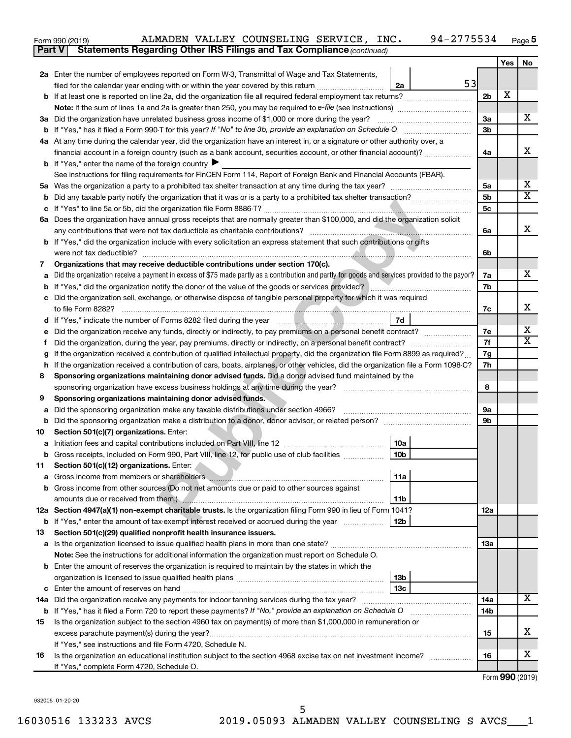Form 990 (2019) ALMADEN VALLEY COUNSELING SERVICE, INC. 94-2775534

**Part V | Statements Regarding Other IRS Filings and Tax Compliance** *(continued)*

| | | | | Yes | No |
|---|---|---|---|---|---|
| **2a** | Enter the number of employees reported on Form W-3, Transmittal of Wage and Tax Statements, filed for the calendar year ending with or within the year covered by this return | 2a | 53 | | |
| **b** | If at least one is reported on line 2a, did the organization file all required federal employment tax returns? | | 2b | X | |
| | **Note:** If the sum of lines 1a and 2a is greater than 250, you may be required to *e-file* (see instructions) | | | | |
| **3a** | Did the organization have unrelated business gross income of $1,000 or more during the year? | | 3a | | X |
| **b** | If "Yes," has it filed a Form 990-T for this year? *If "No" to line 3b, provide an explanation on Schedule O* | | 3b | | |
| **4a** | At any time during the calendar year, did the organization have an interest in, or a signature or other authority over, a financial account in a foreign country (such as a bank account, securities account, or other financial account)? | | 4a | | X |
| **b** | If "Yes," enter the name of the foreign country ▶ | | | | |
| | See instructions for filing requirements for FinCEN Form 114, Report of Foreign Bank and Financial Accounts (FBAR). | | | | |
| **5a** | Was the organization a party to a prohibited tax shelter transaction at any time during the tax year? | | 5a | | X |
| **b** | Did any taxable party notify the organization that it was or is a party to a prohibited tax shelter transaction? | | 5b | | X |
| **c** | If "Yes" to line 5a or 5b, did the organization file Form 8886-T? | | 5c | | |
| **6a** | Does the organization have annual gross receipts that are normally greater than $100,000, and did the organization solicit any contributions that were not tax deductible as charitable contributions? | | 6a | | X |
| **b** | If "Yes," did the organization include with every solicitation an express statement that such contributions or gifts were not tax deductible? | | 6b | | |
| **7** | **Organizations that may receive deductible contributions under section 170(c).** | | | | |
| **a** | Did the organization receive a payment in excess of $75 made partly as a contribution and partly for goods and services provided to the payor? | | 7a | | X |
| **b** | If "Yes," did the organization notify the donor of the value of the goods or services provided? | | 7b | | |
| **c** | Did the organization sell, exchange, or otherwise dispose of tangible personal property for which it was required to file Form 8282? | | 7c | | X |
| **d** | If "Yes," indicate the number of Forms 8282 filed during the year | 7d | | | |
| **e** | Did the organization receive any funds, directly or indirectly, to pay premiums on a personal benefit contract? | | 7e | | X |
| **f** | Did the organization, during the year, pay premiums, directly or indirectly, on a personal benefit contract? | | 7f | | X |
| **g** | If the organization received a contribution of qualified intellectual property, did the organization file Form 8899 as required? | | 7g | | |
| **h** | If the organization received a contribution of cars, boats, airplanes, or other vehicles, did the organization file a Form 1098-C? | | 7h | | |
| **8** | **Sponsoring organizations maintaining donor advised funds.** Did a donor advised fund maintained by the sponsoring organization have excess business holdings at any time during the year? | | 8 | | |
| **9** | **Sponsoring organizations maintaining donor advised funds.** | | | | |
| **a** | Did the sponsoring organization make any taxable distributions under section 4966? | | 9a | | |
| **b** | Did the sponsoring organization make a distribution to a donor, donor advisor, or related person? | | 9b | | |
| **10** | **Section 501(c)(7) organizations.** Enter: | | | | |
| **a** | Initiation fees and capital contributions included on Part VIII, line 12 | 10a | | | |
| **b** | Gross receipts, included on Form 990, Part VIII, line 12, for public use of club facilities | 10b | | | |
| **11** | **Section 501(c)(12) organizations.** Enter: | | | | |
| **a** | Gross income from members or shareholders | 11a | | | |
| **b** | Gross income from other sources (Do not net amounts due or paid to other sources against amounts due or received from them.) | 11b | | | |
| **12a** | **Section 4947(a)(1) non-exempt charitable trusts.** Is the organization filing Form 990 in lieu of Form 1041? | | 12a | | |
| **b** | If "Yes," enter the amount of tax-exempt interest received or accrued during the year | 12b | | | |
| **13** | **Section 501(c)(29) qualified nonprofit health insurance issuers.** | | | | |
| **a** | Is the organization licensed to issue qualified health plans in more than one state? | | 13a | | |
| | **Note:** See the instructions for additional information the organization must report on Schedule O. | | | | |
| **b** | Enter the amount of reserves the organization is required to maintain by the states in which the organization is licensed to issue qualified health plans | 13b | | | |
| **c** | Enter the amount of reserves on hand | 13c | | | |
| **14a** | Did the organization receive any payments for indoor tanning services during the tax year? | | 14a | | X |
| **b** | If "Yes," has it filed a Form 720 to report these payments? *If "No," provide an explanation on Schedule O* | | 14b | | |
| **15** | Is the organization subject to the section 4960 tax on payment(s) of more than $1,000,000 in remuneration or excess parachute payment(s) during the year? | | 15 | | X |
| | If "Yes," see instructions and file Form 4720, Schedule N. | | | | |
| **16** | Is the organization an educational institution subject to the section 4968 excise tax on net investment income? | | 16 | | X |
| | If "Yes," complete Form 4720, Schedule O. | | | | |

Form **990** (2019)

932005 01-20-20

16030516 133233 AVCS 2019.05093 ALMADEN VALLEY COUNSELING S AVCS___1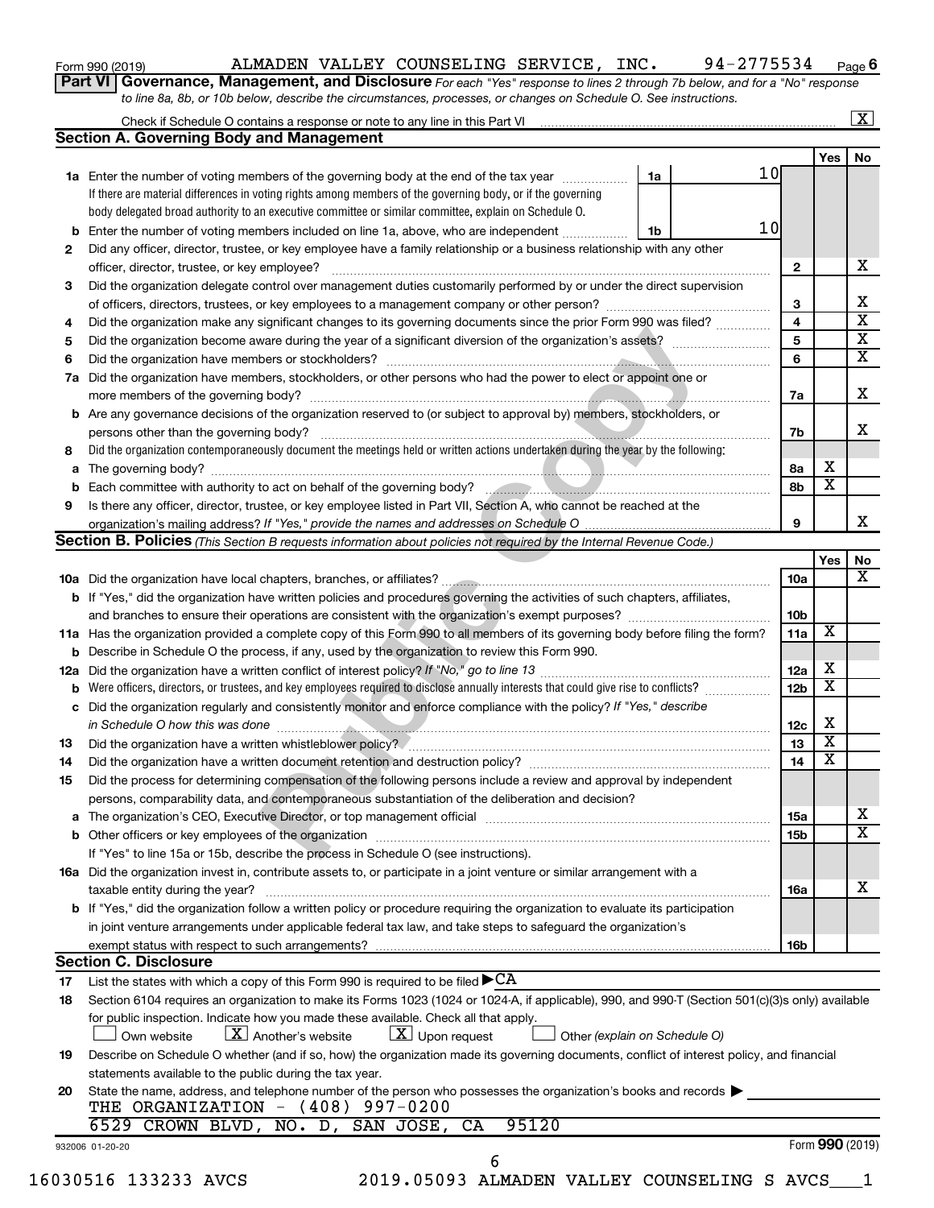Form 990 (2019) ALMADEN VALLEY COUNSELING SERVICE, INC. 94-2775534 Page 6

**Part VI Governance, Management, and Disclosure** *For each "Yes" response to lines 2 through 7b below, and for a "No" response to line 8a, 8b, or 10b below, describe the circumstances, processes, or changes on Schedule O. See instructions.*

Check if Schedule O contains a response or note to any line in this Part VI ..... [X]

## Section A. Governing Body and Management

| | | | | Yes | No |
|---|---|---|---|---|---|
| **1a** | Enter the number of voting members of the governing body at the end of the tax year ..... **1a** 10. If there are material differences in voting rights among members of the governing body, or if the governing body delegated broad authority to an executive committee or similar committee, explain on Schedule O. | | | | |
| **b** | Enter the number of voting members included on line 1a, above, who are independent ..... **1b** 10 | | | | |
| **2** | Did any officer, director, trustee, or key employee have a family relationship or a business relationship with any other officer, director, trustee, or key employee? | **2** | | | X |
| **3** | Did the organization delegate control over management duties customarily performed by or under the direct supervision of officers, directors, trustees, or key employees to a management company or other person? | **3** | | | X |
| **4** | Did the organization make any significant changes to its governing documents since the prior Form 990 was filed? | **4** | | | X |
| **5** | Did the organization become aware during the year of a significant diversion of the organization's assets? | **5** | | | X |
| **6** | Did the organization have members or stockholders? | **6** | | | X |
| **7a** | Did the organization have members, stockholders, or other persons who had the power to elect or appoint one or more members of the governing body? | **7a** | | | X |
| **b** | Are any governance decisions of the organization reserved to (or subject to approval by) members, stockholders, or persons other than the governing body? | **7b** | | | X |
| **8** | Did the organization contemporaneously document the meetings held or written actions undertaken during the year by the following: | | | | |
| **a** | The governing body? | **8a** | | X | |
| **b** | Each committee with authority to act on behalf of the governing body? | **8b** | | X | |
| **9** | Is there any officer, director, trustee, or key employee listed in Part VII, Section A, who cannot be reached at the organization's mailing address? *If "Yes," provide the names and addresses on Schedule O* | **9** | | | X |

## Section B. Policies *(This Section B requests information about policies not required by the Internal Revenue Code.)*

| | | | Yes | No |
|---|---|---|---|---|
| **10a** | Did the organization have local chapters, branches, or affiliates? | **10a** | | X |
| **b** | If "Yes," did the organization have written policies and procedures governing the activities of such chapters, affiliates, and branches to ensure their operations are consistent with the organization's exempt purposes? | **10b** | | |
| **11a** | Has the organization provided a complete copy of this Form 990 to all members of its governing body before filing the form? | **11a** | X | |
| **b** | Describe in Schedule O the process, if any, used by the organization to review this Form 990. | | | |
| **12a** | Did the organization have a written conflict of interest policy? *If "No," go to line 13* | **12a** | X | |
| **b** | Were officers, directors, or trustees, and key employees required to disclose annually interests that could give rise to conflicts? | **12b** | X | |
| **c** | Did the organization regularly and consistently monitor and enforce compliance with the policy? *If "Yes," describe in Schedule O how this was done* | **12c** | X | |
| **13** | Did the organization have a written whistleblower policy? | **13** | X | |
| **14** | Did the organization have a written document retention and destruction policy? | **14** | X | |
| **15** | Did the process for determining compensation of the following persons include a review and approval by independent persons, comparability data, and contemporaneous substantiation of the deliberation and decision? | | | |
| **a** | The organization's CEO, Executive Director, or top management official | **15a** | | X |
| **b** | Other officers or key employees of the organization | **15b** | | X |
| | If "Yes" to line 15a or 15b, describe the process in Schedule O (see instructions). | | | |
| **16a** | Did the organization invest in, contribute assets to, or participate in a joint venture or similar arrangement with a taxable entity during the year? | **16a** | | X |
| **b** | If "Yes," did the organization follow a written policy or procedure requiring the organization to evaluate its participation in joint venture arrangements under applicable federal tax law, and take steps to safeguard the organization's exempt status with respect to such arrangements? | **16b** | | |

## Section C. Disclosure

**17** List the states with which a copy of this Form 990 is required to be filed ▶ CA

**18** Section 6104 requires an organization to make its Forms 1023 (1024 or 1024-A, if applicable), 990, and 990-T (Section 501(c)(3)s only) available for public inspection. Indicate how you made these available. Check all that apply.

[ ] Own website [X] Another's website [X] Upon request [ ] Other *(explain on Schedule O)*

**19** Describe on Schedule O whether (and if so, how) the organization made its governing documents, conflict of interest policy, and financial statements available to the public during the tax year.

**20** State the name, address, and telephone number of the person who possesses the organization's books and records ▶

THE ORGANIZATION - (408) 997-0200
6529 CROWN BLVD, NO. D, SAN JOSE, CA 95120

932006 01-20-20 Form **990** (2019)

16030516 133233 AVCS 2019.05093 ALMADEN VALLEY COUNSELING S AVCS___1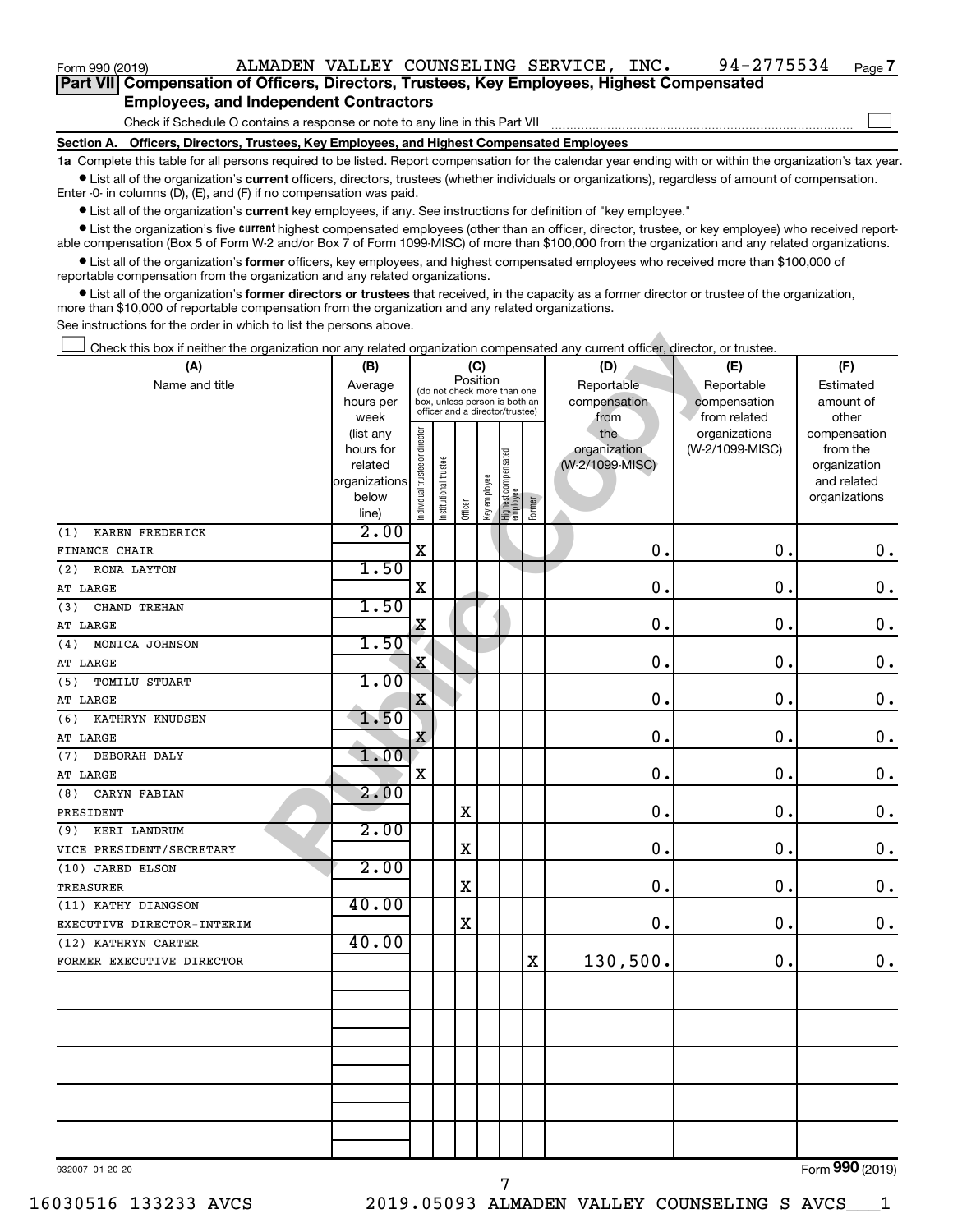Form 990 (2019) ALMADEN VALLEY COUNSELING SERVICE, INC. 94-2775534 Page **7**

## Part VII Compensation of Officers, Directors, Trustees, Key Employees, Highest Compensated Employees, and Independent Contractors

Check if Schedule O contains a response or note to any line in this Part VII ☐

### Section A. Officers, Directors, Trustees, Key Employees, and Highest Compensated Employees

**1a** Complete this table for all persons required to be listed. Report compensation for the calendar year ending with or within the organization's tax year.

- List all of the organization's **current** officers, directors, trustees (whether individuals or organizations), regardless of amount of compensation. Enter -0- in columns (D), (E), and (F) if no compensation was paid.
- List all of the organization's **current** key employees, if any. See instructions for definition of "key employee."
- List the organization's five **current** highest compensated employees (other than an officer, director, trustee, or key employee) who received reportable compensation (Box 5 of Form W-2 and/or Box 7 of Form 1099-MISC) of more than $100,000 from the organization and any related organizations.
- List all of the organization's **former** officers, key employees, and highest compensated employees who received more than $100,000 of reportable compensation from the organization and any related organizations.
- List all of the organization's **former directors or trustees** that received, in the capacity as a former director or trustee of the organization, more than $10,000 of reportable compensation from the organization and any related organizations.

See instructions for the order in which to list the persons above.

☐ Check this box if neither the organization nor any related organization compensated any current officer, director, or trustee.

| (A) Name and title | (B) Average hours per week (list any hours for related organizations below line) | (C) Position: Individual trustee or director | Institutional trustee | Officer | Key employee | Highest compensated employee | Former | (D) Reportable compensation from the organization (W-2/1099-MISC) | (E) Reportable compensation from related organizations (W-2/1099-MISC) | (F) Estimated amount of other compensation from the organization and related organizations |
|---|---|---|---|---|---|---|---|---|---|---|
| (1) KAREN FREDERICK<br>FINANCE CHAIR | 2.00 | X | | | | | | 0. | 0. | 0. |
| (2) RONA LAYTON<br>AT LARGE | 1.50 | X | | | | | | 0. | 0. | 0. |
| (3) CHAND TREHAN<br>AT LARGE | 1.50 | X | | | | | | 0. | 0. | 0. |
| (4) MONICA JOHNSON<br>AT LARGE | 1.50 | X | | | | | | 0. | 0. | 0. |
| (5) TOMILU STUART<br>AT LARGE | 1.00 | X | | | | | | 0. | 0. | 0. |
| (6) KATHRYN KNUDSEN<br>AT LARGE | 1.50 | X | | | | | | 0. | 0. | 0. |
| (7) DEBORAH DALY<br>AT LARGE | 1.00 | X | | | | | | 0. | 0. | 0. |
| (8) CARYN FABIAN<br>PRESIDENT | 2.00 | | | X | | | | 0. | 0. | 0. |
| (9) KERI LANDRUM<br>VICE PRESIDENT/SECRETARY | 2.00 | | | X | | | | 0. | 0. | 0. |
| (10) JARED ELSON<br>TREASURER | 2.00 | | | X | | | | 0. | 0. | 0. |
| (11) KATHY DIANGSON<br>EXECUTIVE DIRECTOR-INTERIM | 40.00 | | | X | | | | 0. | 0. | 0. |
| (12) KATHRYN CARTER<br>FORMER EXECUTIVE DIRECTOR | 40.00 | | | | | | X | 130,500. | 0. | 0. |
| | | | | | | | | | | |
| | | | | | | | | | | |
| | | | | | | | | | | |
| | | | | | | | | | | |
| | | | | | | | | | | |

932007 01-20-20 Form **990** (2019)

16030516 133233 AVCS 2019.05093 ALMADEN VALLEY COUNSELING S AVCS___1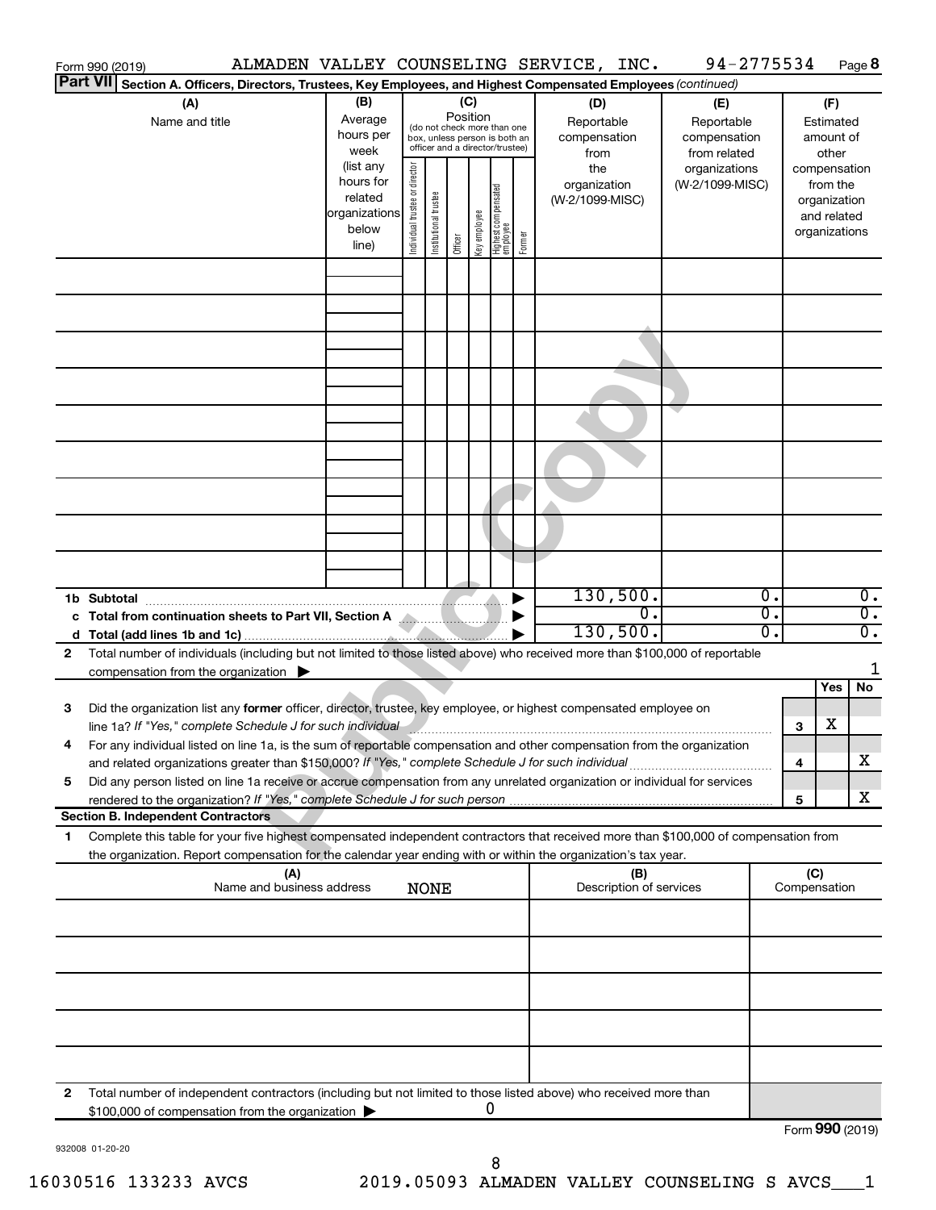Form 990 (2019) ALMADEN VALLEY COUNSELING SERVICE, INC. 94-2775534 Page 8

**Part VII Section A. Officers, Directors, Trustees, Key Employees, and Highest Compensated Employees** *(continued)*

| (A) Name and title | (B) Average hours per week (list any hours for related organizations below line) | (C) Position (do not check more than one box, unless person is both an officer and a director/trustee): Individual trustee or director | Institutional trustee | Officer | Key employee | Highest compensated employee | Former | (D) Reportable compensation from the organization (W-2/1099-MISC) | (E) Reportable compensation from related organizations (W-2/1099-MISC) | (F) Estimated amount of other compensation from the organization and related organizations |
|---|---|---|---|---|---|---|---|---|---|---|
| | | | | | | | | | | |
| | | | | | | | | | | |
| | | | | | | | | | | |
| | | | | | | | | | | |
| | | | | | | | | | | |
| | | | | | | | | | | |
| | | | | | | | | | | |
| | | | | | | | | | | |
| | | | | | | | | | | |
| **1b Subtotal** | | | | | | | ▶ | 130,500. | 0. | 0. |
| **c Total from continuation sheets to Part VII, Section A** | | | | | | | ▶ | 0. | 0. | 0. |
| **d Total (add lines 1b and 1c)** | | | | | | | ▶ | 130,500. | 0. | 0. |

2 Total number of individuals (including but not limited to those listed above) who received more than $100,000 of reportable compensation from the organization ▶ 1

| | | Yes | No |
|---|---|---|---|
| 3 Did the organization list any **former** officer, director, trustee, key employee, or highest compensated employee on line 1a? *If "Yes," complete Schedule J for such individual* | 3 | X | |
| 4 For any individual listed on line 1a, is the sum of reportable compensation and other compensation from the organization and related organizations greater than $150,000? *If "Yes," complete Schedule J for such individual* | 4 | | X |
| 5 Did any person listed on line 1a receive or accrue compensation from any unrelated organization or individual for services rendered to the organization? *If "Yes," complete Schedule J for such person* | 5 | | X |

**Section B. Independent Contractors**

1 Complete this table for your five highest compensated independent contractors that received more than $100,000 of compensation from the organization. Report compensation for the calendar year ending with or within the organization's tax year.

| (A) Name and business address | (B) Description of services | (C) Compensation |
|---|---|---|
| NONE | | |
| | | |
| | | |
| | | |
| | | |

2 Total number of independent contractors (including but not limited to those listed above) who received more than $100,000 of compensation from the organization ▶ 0

Form **990** (2019)

932008 01-20-20

16030516 133233 AVCS 2019.05093 ALMADEN VALLEY COUNSELING S AVCS___1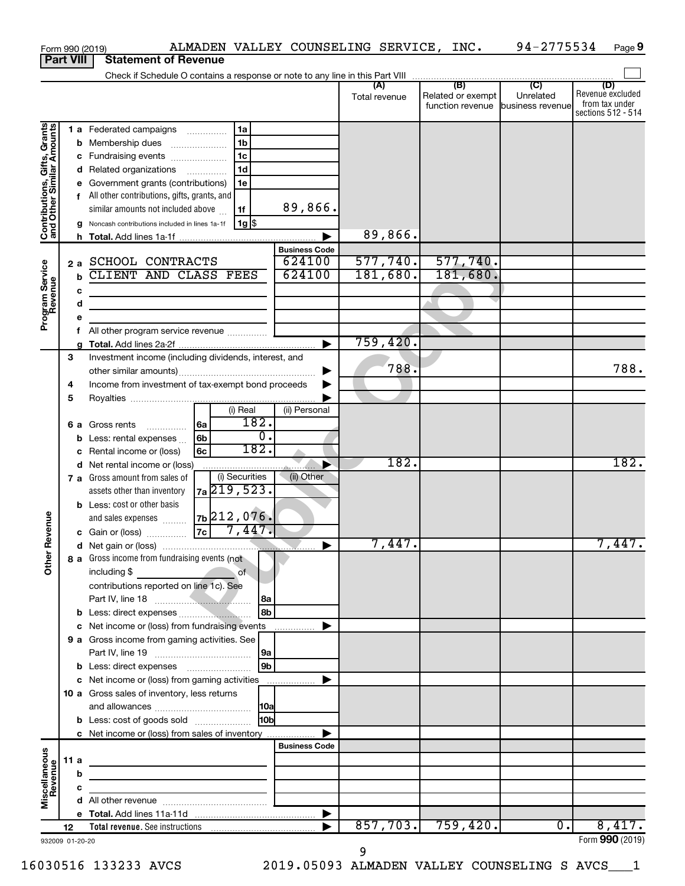Form 990 (2019) ALMADEN VALLEY COUNSELING SERVICE, INC. 94-2775534

## Part VIII Statement of Revenue

Check if Schedule O contains a response or note to any line in this Part VIII

| | | | | (A) Total revenue | (B) Related or exempt function revenue | (C) Unrelated business revenue | (D) Revenue excluded from tax under sections 512 - 514 |
|---|---|---|---|---|---|---|---|
| **Contributions, Gifts, Grants and Other Similar Amounts** | 1 a Federated campaigns | 1a | | | | | |
| | b Membership dues | 1b | | | | | |
| | c Fundraising events | 1c | | | | | |
| | d Related organizations | 1d | | | | | |
| | e Government grants (contributions) | 1e | | | | | |
| | f All other contributions, gifts, grants, and similar amounts not included above | 1f | 89,866. | | | | |
| | g Noncash contributions included in lines 1a-1f | 1g $ | | | | | |
| | h Total. Add lines 1a-1f | | | 89,866. | | | |
| | | | **Business Code** | | | | |
| **Program Service Revenue** | 2 a SCHOOL CONTRACTS | | 624100 | 577,740. | 577,740. | | |
| | b CLIENT AND CLASS FEES | | 624100 | 181,680. | 181,680. | | |
| | c | | | | | | |
| | d | | | | | | |
| | e | | | | | | |
| | f All other program service revenue | | | | | | |
| | g Total. Add lines 2a-2f | | | 759,420. | | | |
| **Other Revenue** | 3 Investment income (including dividends, interest, and other similar amounts) | | | 788. | | | 788. |
| | 4 Income from investment of tax-exempt bond proceeds | | | | | | |
| | 5 Royalties | | | | | | |
| | | (i) Real | (ii) Personal | | | | |
| | 6 a Gross rents (6a) | 182. | | | | | |
| | b Less: rental expenses (6b) | 0. | | | | | |
| | c Rental income or (loss) (6c) | 182. | | | | | |
| | d Net rental income or (loss) | | | 182. | | | 182. |
| | | (i) Securities | (ii) Other | | | | |
| | 7 a Gross amount from sales of assets other than inventory (7a) | 219,523. | | | | | |
| | b Less: cost or other basis and sales expenses (7b) | 212,076. | | | | | |
| | c Gain or (loss) (7c) | 7,447. | | | | | |
| | d Net gain or (loss) | | | 7,447. | | | 7,447. |
| | 8 a Gross income from fundraising events (not including $ ___ of contributions reported on line 1c). See Part IV, line 18 | 8a | | | | | |
| | b Less: direct expenses | 8b | | | | | |
| | c Net income or (loss) from fundraising events | | | | | | |
| | 9 a Gross income from gaming activities. See Part IV, line 19 | 9a | | | | | |
| | b Less: direct expenses | 9b | | | | | |
| | c Net income or (loss) from gaming activities | | | | | | |
| | 10 a Gross sales of inventory, less returns and allowances | 10a | | | | | |
| | b Less: cost of goods sold | 10b | | | | | |
| | c Net income or (loss) from sales of inventory | | | | | | |
| | | | **Business Code** | | | | |
| **Miscellaneous Revenue** | 11 a | | | | | | |
| | b | | | | | | |
| | c | | | | | | |
| | d All other revenue | | | | | | |
| | e Total. Add lines 11a-11d | | | | | | |
| | 12 **Total revenue.** See instructions | | | 857,703. | 759,420. | 0. | 8,417. |

932009 01-20-20

Form **990** (2019)

16030516 133233 AVCS 2019.05093 ALMADEN VALLEY COUNSELING S AVCS___1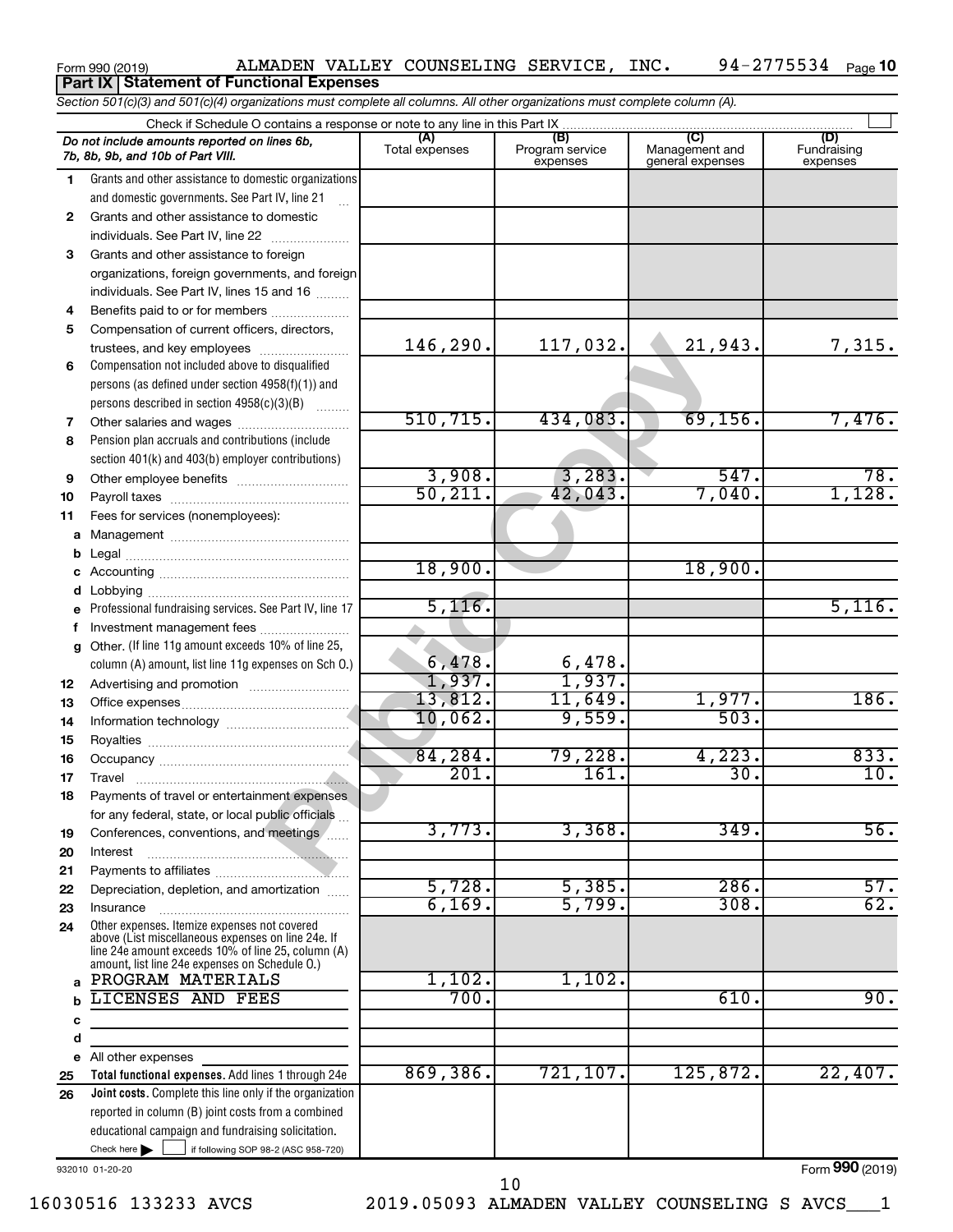Form 990 (2019) ALMADEN VALLEY COUNSELING SERVICE, INC. 94-2775534 Page 10

**Part IX Statement of Functional Expenses**

*Section 501(c)(3) and 501(c)(4) organizations must complete all columns. All other organizations must complete column (A).*

Check if Schedule O contains a response or note to any line in this Part IX ☐

| *Do not include amounts reported on lines 6b, 7b, 8b, 9b, and 10b of Part VIII.* | (A) Total expenses | (B) Program service expenses | (C) Management and general expenses | (D) Fundraising expenses |
|---|---|---|---|---|
| 1 Grants and other assistance to domestic organizations and domestic governments. See Part IV, line 21 | | | | |
| 2 Grants and other assistance to domestic individuals. See Part IV, line 22 | | | | |
| 3 Grants and other assistance to foreign organizations, foreign governments, and foreign individuals. See Part IV, lines 15 and 16 | | | | |
| 4 Benefits paid to or for members | | | | |
| 5 Compensation of current officers, directors, trustees, and key employees | 146,290. | 117,032. | 21,943. | 7,315. |
| 6 Compensation not included above to disqualified persons (as defined under section 4958(f)(1)) and persons described in section 4958(c)(3)(B) | | | | |
| 7 Other salaries and wages | 510,715. | 434,083. | 69,156. | 7,476. |
| 8 Pension plan accruals and contributions (include section 401(k) and 403(b) employer contributions) | | | | |
| 9 Other employee benefits | 3,908. | 3,283. | 547. | 78. |
| 10 Payroll taxes | 50,211. | 42,043. | 7,040. | 1,128. |
| 11 Fees for services (nonemployees): | | | | |
| a Management | | | | |
| b Legal | | | | |
| c Accounting | 18,900. | | 18,900. | |
| d Lobbying | | | | |
| e Professional fundraising services. See Part IV, line 17 | 5,116. | | | 5,116. |
| f Investment management fees | | | | |
| g Other. (If line 11g amount exceeds 10% of line 25, column (A) amount, list line 11g expenses on Sch O.) | 6,478. | 6,478. | | |
| 12 Advertising and promotion | 1,937. | 1,937. | | |
| 13 Office expenses | 13,812. | 11,649. | 1,977. | 186. |
| 14 Information technology | 10,062. | 9,559. | 503. | |
| 15 Royalties | | | | |
| 16 Occupancy | 84,284. | 79,228. | 4,223. | 833. |
| 17 Travel | 201. | 161. | 30. | 10. |
| 18 Payments of travel or entertainment expenses for any federal, state, or local public officials | | | | |
| 19 Conferences, conventions, and meetings | 3,773. | 3,368. | 349. | 56. |
| 20 Interest | | | | |
| 21 Payments to affiliates | | | | |
| 22 Depreciation, depletion, and amortization | 5,728. | 5,385. | 286. | 57. |
| 23 Insurance | 6,169. | 5,799. | 308. | 62. |
| 24 Other expenses. Itemize expenses not covered above (List miscellaneous expenses on line 24e. If line 24e amount exceeds 10% of line 25, column (A) amount, list line 24e expenses on Schedule O.) | | | | |
| a PROGRAM MATERIALS | 1,102. | 1,102. | | |
| b LICENSES AND FEES | 700. | | 610. | 90. |
| c | | | | |
| d | | | | |
| e All other expenses | | | | |
| 25 **Total functional expenses.** Add lines 1 through 24e | 869,386. | 721,107. | 125,872. | 22,407. |
| 26 **Joint costs.** Complete this line only if the organization reported in column (B) joint costs from a combined educational campaign and fundraising solicitation. Check here ☐ if following SOP 98-2 (ASC 958-720) | | | | |

932010 01-20-20 Form **990** (2019)

16030516 133233 AVCS 2019.05093 ALMADEN VALLEY COUNSELING S AVCS___1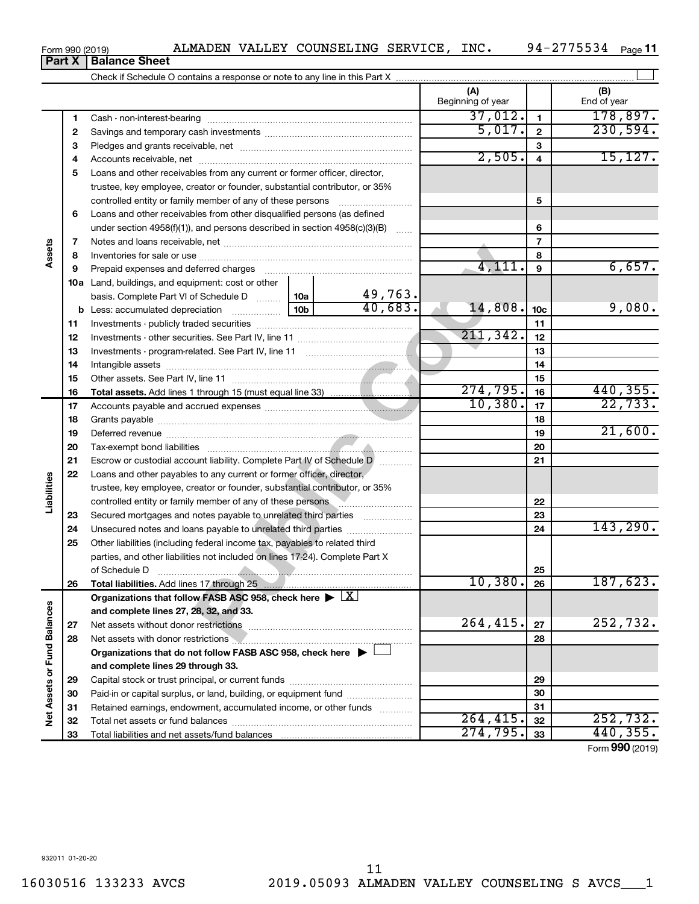Form 990 (2019) ALMADEN VALLEY COUNSELING SERVICE, INC. 94-2775534

## Part X | Balance Sheet

Check if Schedule O contains a response or note to any line in this Part X ☐

| | | | | (A) Beginning of year | | (B) End of year |
|---|---|---|---|---|---|---|
| Assets | 1 | Cash - non-interest-bearing | | 37,012. | 1 | 178,897. |
| | 2 | Savings and temporary cash investments | | 5,017. | 2 | 230,594. |
| | 3 | Pledges and grants receivable, net | | | 3 | |
| | 4 | Accounts receivable, net | | 2,505. | 4 | 15,127. |
| | 5 | Loans and other receivables from any current or former officer, director, trustee, key employee, creator or founder, substantial contributor, or 35% controlled entity or family member of any of these persons | | | 5 | |
| | 6 | Loans and other receivables from other disqualified persons (as defined under section 4958(f)(1)), and persons described in section 4958(c)(3)(B) | | | 6 | |
| | 7 | Notes and loans receivable, net | | | 7 | |
| | 8 | Inventories for sale or use | | | 8 | |
| | 9 | Prepaid expenses and deferred charges | | 4,111. | 9 | 6,657. |
| | 10a | Land, buildings, and equipment: cost or other basis. Complete Part VI of Schedule D | 10a 49,763. | | | |
| | b | Less: accumulated depreciation | 10b 40,683. | 14,808. | 10c | 9,080. |
| | 11 | Investments - publicly traded securities | | | 11 | |
| | 12 | Investments - other securities. See Part IV, line 11 | | 211,342. | 12 | |
| | 13 | Investments - program-related. See Part IV, line 11 | | | 13 | |
| | 14 | Intangible assets | | | 14 | |
| | 15 | Other assets. See Part IV, line 11 | | | 15 | |
| | 16 | **Total assets.** Add lines 1 through 15 (must equal line 33) | | 274,795. | 16 | 440,355. |
| Liabilities | 17 | Accounts payable and accrued expenses | | 10,380. | 17 | 22,733. |
| | 18 | Grants payable | | | 18 | |
| | 19 | Deferred revenue | | | 19 | 21,600. |
| | 20 | Tax-exempt bond liabilities | | | 20 | |
| | 21 | Escrow or custodial account liability. Complete Part IV of Schedule D | | | 21 | |
| | 22 | Loans and other payables to any current or former officer, director, trustee, key employee, creator or founder, substantial contributor, or 35% controlled entity or family member of any of these persons | | | 22 | |
| | 23 | Secured mortgages and notes payable to unrelated third parties | | | 23 | |
| | 24 | Unsecured notes and loans payable to unrelated third parties | | | 24 | 143,290. |
| | 25 | Other liabilities (including federal income tax, payables to related third parties, and other liabilities not included on lines 17-24). Complete Part X of Schedule D | | | 25 | |
| | 26 | **Total liabilities.** Add lines 17 through 25 | | 10,380. | 26 | 187,623. |
| Net Assets or Fund Balances | | **Organizations that follow FASB ASC 958, check here** ▶ ☒ **and complete lines 27, 28, 32, and 33.** | | | | |
| | 27 | Net assets without donor restrictions | | 264,415. | 27 | 252,732. |
| | 28 | Net assets with donor restrictions | | | 28 | |
| | | **Organizations that do not follow FASB ASC 958, check here** ▶ ☐ **and complete lines 29 through 33.** | | | | |
| | 29 | Capital stock or trust principal, or current funds | | | 29 | |
| | 30 | Paid-in or capital surplus, or land, building, or equipment fund | | | 30 | |
| | 31 | Retained earnings, endowment, accumulated income, or other funds | | | 31 | |
| | 32 | Total net assets or fund balances | | 264,415. | 32 | 252,732. |
| | 33 | Total liabilities and net assets/fund balances | | 274,795. | 33 | 440,355. |

Form **990** (2019)

932011 01-20-20

16030516 133233 AVCS 2019.05093 ALMADEN VALLEY COUNSELING S AVCS___1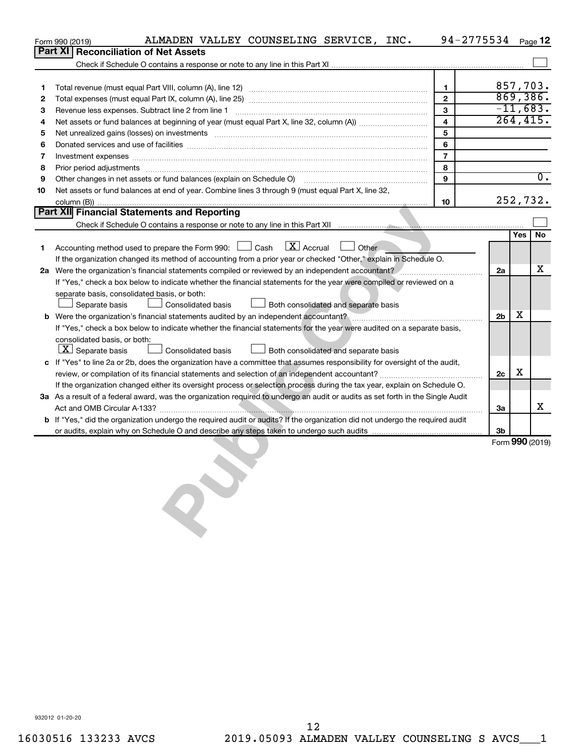Form 990 (2019) ALMADEN VALLEY COUNSELING SERVICE, INC. 94-2775534 Page 12

## Part XI Reconciliation of Net Assets

Check if Schedule O contains a response or note to any line in this Part XI ☐

| | | | |
|---|---|---|---|
| 1 | Total revenue (must equal Part VIII, column (A), line 12) | 1 | 857,703. |
| 2 | Total expenses (must equal Part IX, column (A), line 25) | 2 | 869,386. |
| 3 | Revenue less expenses. Subtract line 2 from line 1 | 3 | -11,683. |
| 4 | Net assets or fund balances at beginning of year (must equal Part X, line 32, column (A)) | 4 | 264,415. |
| 5 | Net unrealized gains (losses) on investments | 5 | |
| 6 | Donated services and use of facilities | 6 | |
| 7 | Investment expenses | 7 | |
| 8 | Prior period adjustments | 8 | |
| 9 | Other changes in net assets or fund balances (explain on Schedule O) | 9 | 0. |
| 10 | Net assets or fund balances at end of year. Combine lines 3 through 9 (must equal Part X, line 32, column (B)) | 10 | 252,732. |

## Part XII Financial Statements and Reporting

Check if Schedule O contains a response or note to any line in this Part XII ☐

| | | | Yes | No |
|---|---|---|---|---|
| 1 | Accounting method used to prepare the Form 990: ☐ Cash ☒ Accrual ☐ Other<br>If the organization changed its method of accounting from a prior year or checked "Other," explain in Schedule O. | | | |
| 2a | Were the organization's financial statements compiled or reviewed by an independent accountant?<br>If "Yes," check a box below to indicate whether the financial statements for the year were compiled or reviewed on a separate basis, consolidated basis, or both:<br>☐ Separate basis ☐ Consolidated basis ☐ Both consolidated and separate basis | 2a | | X |
| b | Were the organization's financial statements audited by an independent accountant?<br>If "Yes," check a box below to indicate whether the financial statements for the year were audited on a separate basis, consolidated basis, or both:<br>☒ Separate basis ☐ Consolidated basis ☐ Both consolidated and separate basis | 2b | X | |
| c | If "Yes" to line 2a or 2b, does the organization have a committee that assumes responsibility for oversight of the audit, review, or compilation of its financial statements and selection of an independent accountant?<br>If the organization changed either its oversight process or selection process during the tax year, explain on Schedule O. | 2c | X | |
| 3a | As a result of a federal award, was the organization required to undergo an audit or audits as set forth in the Single Audit Act and OMB Circular A-133? | 3a | | X |
| b | If "Yes," did the organization undergo the required audit or audits? If the organization did not undergo the required audit or audits, explain why on Schedule O and describe any steps taken to undergo such audits | 3b | | |

Form 990 (2019)

932012 01-20-20

16030516 133233 AVCS 2019.05093 ALMADEN VALLEY COUNSELING S AVCS___1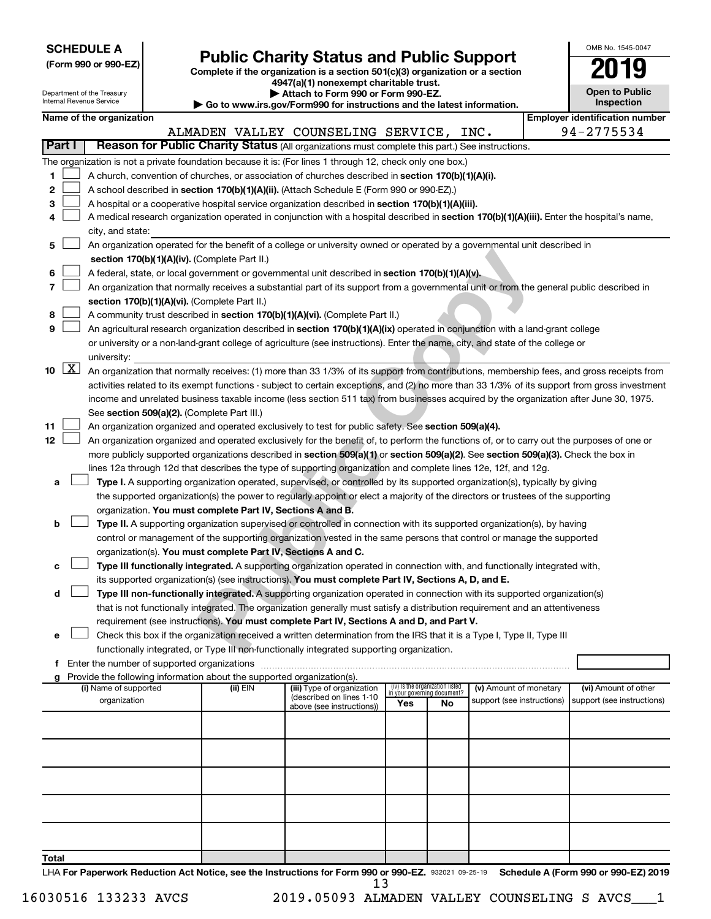**SCHEDULE A**
**(Form 990 or 990-EZ)**

Department of the Treasury
Internal Revenue Service

# Public Charity Status and Public Support

**Complete if the organization is a section 501(c)(3) organization or a section 4947(a)(1) nonexempt charitable trust.**
**▶ Attach to Form 990 or Form 990-EZ.**
**▶ Go to www.irs.gov/Form990 for instructions and the latest information.**

OMB No. 1545-0047

**2019**

**Open to Public Inspection**

**Name of the organization:** ALMADEN VALLEY COUNSELING SERVICE, INC.

**Employer identification number:** 94-2775534

## Part I — Reason for Public Charity Status (All organizations must complete this part.) See instructions.

The organization is not a private foundation because it is: (For lines 1 through 12, check only one box.)

1. ☐ A church, convention of churches, or association of churches described in **section 170(b)(1)(A)(i).**
2. ☐ A school described in **section 170(b)(1)(A)(ii).** (Attach Schedule E (Form 990 or 990-EZ).)
3. ☐ A hospital or a cooperative hospital service organization described in **section 170(b)(1)(A)(iii).**
4. ☐ A medical research organization operated in conjunction with a hospital described in **section 170(b)(1)(A)(iii).** Enter the hospital's name, city, and state:
5. ☐ An organization operated for the benefit of a college or university owned or operated by a governmental unit described in **section 170(b)(1)(A)(iv).** (Complete Part II.)
6. ☐ A federal, state, or local government or governmental unit described in **section 170(b)(1)(A)(v).**
7. ☐ An organization that normally receives a substantial part of its support from a governmental unit or from the general public described in **section 170(b)(1)(A)(vi).** (Complete Part II.)
8. ☐ A community trust described in **section 170(b)(1)(A)(vi).** (Complete Part II.)
9. ☐ An agricultural research organization described in **section 170(b)(1)(A)(ix)** operated in conjunction with a land-grant college or university or a non-land-grant college of agriculture (see instructions). Enter the name, city, and state of the college or university:
10. ☒ An organization that normally receives: (1) more than 33 1/3% of its support from contributions, membership fees, and gross receipts from activities related to its exempt functions - subject to certain exceptions, and (2) no more than 33 1/3% of its support from gross investment income and unrelated business taxable income (less section 511 tax) from businesses acquired by the organization after June 30, 1975. See **section 509(a)(2).** (Complete Part III.)
11. ☐ An organization organized and operated exclusively to test for public safety. See **section 509(a)(4).**
12. ☐ An organization organized and operated exclusively for the benefit of, to perform the functions of, or to carry out the purposes of one or more publicly supported organizations described in **section 509(a)(1)** or **section 509(a)(2).** See **section 509(a)(3).** Check the box in lines 12a through 12d that describes the type of supporting organization and complete lines 12e, 12f, and 12g.
   - **a** ☐ **Type I.** A supporting organization operated, supervised, or controlled by its supported organization(s), typically by giving the supported organization(s) the power to regularly appoint or elect a majority of the directors or trustees of the supporting organization. **You must complete Part IV, Sections A and B.**
   - **b** ☐ **Type II.** A supporting organization supervised or controlled in connection with its supported organization(s), by having control or management of the supporting organization vested in the same persons that control or manage the supported organization(s). **You must complete Part IV, Sections A and C.**
   - **c** ☐ **Type III functionally integrated.** A supporting organization operated in connection with, and functionally integrated with, its supported organization(s) (see instructions). **You must complete Part IV, Sections A, D, and E.**
   - **d** ☐ **Type III non-functionally integrated.** A supporting organization operated in connection with its supported organization(s) that is not functionally integrated. The organization generally must satisfy a distribution requirement and an attentiveness requirement (see instructions). **You must complete Part IV, Sections A and D, and Part V.**
   - **e** ☐ Check this box if the organization received a written determination from the IRS that it is a Type I, Type II, Type III functionally integrated, or Type III non-functionally integrated supporting organization.
   - **f** Enter the number of supported organizations
   - **g** Provide the following information about the supported organization(s).

| (i) Name of supported organization | (ii) EIN | (iii) Type of organization (described on lines 1-10 above (see instructions)) | (iv) Is the organization listed in your governing document? Yes | No | (v) Amount of monetary support (see instructions) | (vi) Amount of other support (see instructions) |
|---|---|---|---|---|---|---|
| | | | | | | |
| | | | | | | |
| | | | | | | |
| | | | | | | |
| | | | | | | |
| **Total** | | | | | | |

LHA **For Paperwork Reduction Act Notice, see the Instructions for Form 990 or 990-EZ.** 932021 09-25-19 **Schedule A (Form 990 or 990-EZ) 2019**

16030516 133233 AVCS 2019.05093 ALMADEN VALLEY COUNSELING S AVCS___1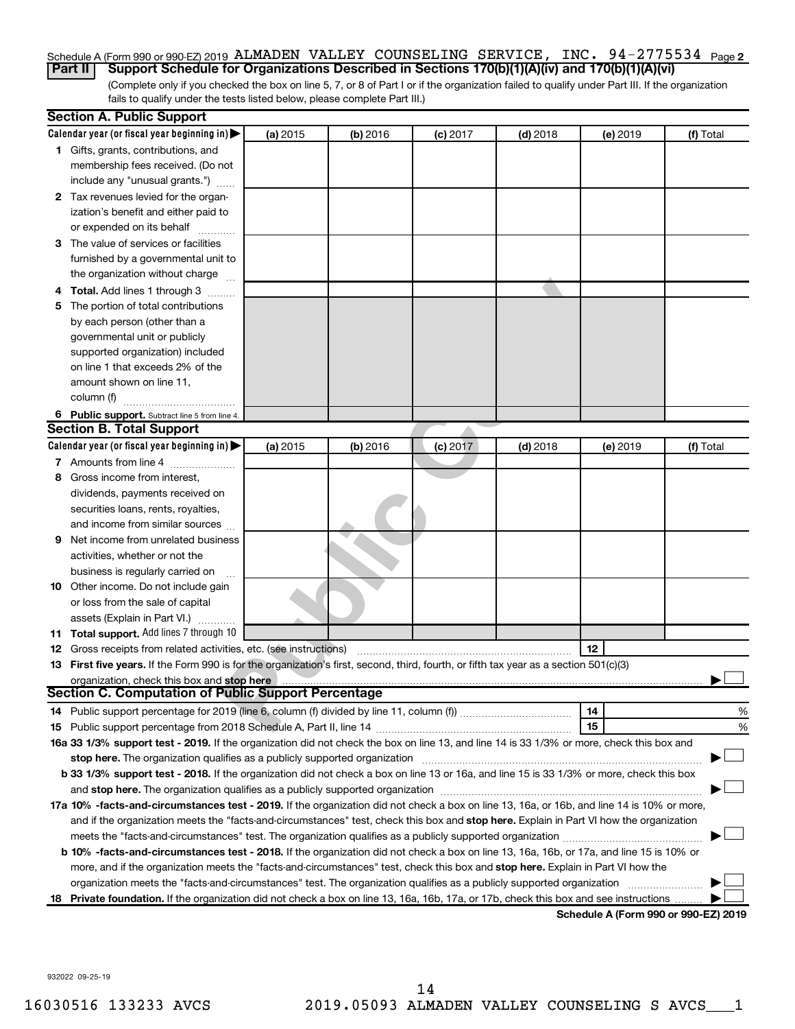Schedule A (Form 990 or 990-EZ) 2019 ALMADEN VALLEY COUNSELING SERVICE, INC. 94-2775534 Page 2

## Part II Support Schedule for Organizations Described in Sections 170(b)(1)(A)(iv) and 170(b)(1)(A)(vi)

(Complete only if you checked the box on line 5, 7, or 8 of Part I or if the organization failed to qualify under Part III. If the organization fails to qualify under the tests listed below, please complete Part III.)

### Section A. Public Support

| Calendar year (or fiscal year beginning in) ▶ | (a) 2015 | (b) 2016 | (c) 2017 | (d) 2018 | (e) 2019 | (f) Total |
|---|---|---|---|---|---|---|
| 1 Gifts, grants, contributions, and membership fees received. (Do not include any "unusual grants.") | | | | | | |
| 2 Tax revenues levied for the organization's benefit and either paid to or expended on its behalf | | | | | | |
| 3 The value of services or facilities furnished by a governmental unit to the organization without charge | | | | | | |
| 4 Total. Add lines 1 through 3 | | | | | | |
| 5 The portion of total contributions by each person (other than a governmental unit or publicly supported organization) included on line 1 that exceeds 2% of the amount shown on line 11, column (f) | | | | | | |
| 6 Public support. Subtract line 5 from line 4. | | | | | | |

### Section B. Total Support

| Calendar year (or fiscal year beginning in) ▶ | (a) 2015 | (b) 2016 | (c) 2017 | (d) 2018 | (e) 2019 | (f) Total |
|---|---|---|---|---|---|---|
| 7 Amounts from line 4 | | | | | | |
| 8 Gross income from interest, dividends, payments received on securities loans, rents, royalties, and income from similar sources | | | | | | |
| 9 Net income from unrelated business activities, whether or not the business is regularly carried on | | | | | | |
| 10 Other income. Do not include gain or loss from the sale of capital assets (Explain in Part VI.) | | | | | | |
| 11 Total support. Add lines 7 through 10 | | | | | | |

12 Gross receipts from related activities, etc. (see instructions) ..... 12

13 **First five years.** If the Form 990 is for the organization's first, second, third, fourth, or fifth tax year as a section 501(c)(3) organization, check this box and **stop here** ..... ▶ ☐

### Section C. Computation of Public Support Percentage

14 Public support percentage for 2019 (line 6, column (f) divided by line 11, column (f)) ..... 14 %

15 Public support percentage from 2018 Schedule A, Part II, line 14 ..... 15 %

16a **33 1/3% support test - 2019.** If the organization did not check the box on line 13, and line 14 is 33 1/3% or more, check this box and **stop here.** The organization qualifies as a publicly supported organization ..... ▶ ☐

b **33 1/3% support test - 2018.** If the organization did not check a box on line 13 or 16a, and line 15 is 33 1/3% or more, check this box and **stop here.** The organization qualifies as a publicly supported organization ..... ▶ ☐

17a **10% -facts-and-circumstances test - 2019.** If the organization did not check a box on line 13, 16a, or 16b, and line 14 is 10% or more, and if the organization meets the "facts-and-circumstances" test, check this box and **stop here.** Explain in Part VI how the organization meets the "facts-and-circumstances" test. The organization qualifies as a publicly supported organization ..... ▶ ☐

b **10% -facts-and-circumstances test - 2018.** If the organization did not check a box on line 13, 16a, 16b, or 17a, and line 15 is 10% or more, and if the organization meets the "facts-and-circumstances" test, check this box and **stop here.** Explain in Part VI how the organization meets the "facts-and-circumstances" test. The organization qualifies as a publicly supported organization ..... ▶ ☐

18 **Private foundation.** If the organization did not check a box on line 13, 16a, 16b, 17a, or 17b, check this box and see instructions ..... ▶ ☐

**Schedule A (Form 990 or 990-EZ) 2019**

932022 09-25-19

16030516 133233 AVCS 2019.05093 ALMADEN VALLEY COUNSELING S AVCS___1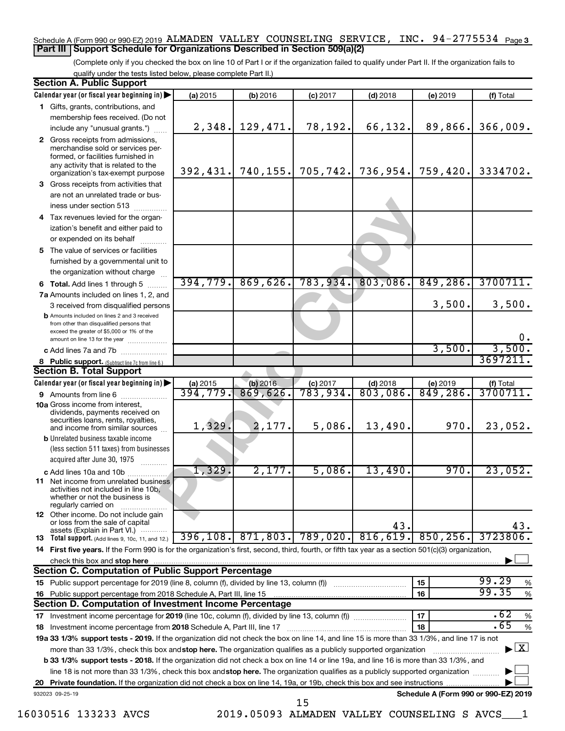Schedule A (Form 990 or 990-EZ) 2019 ALMADEN VALLEY COUNSELING SERVICE, INC. 94-2775534 Page 3

## Part III Support Schedule for Organizations Described in Section 509(a)(2)

(Complete only if you checked the box on line 10 of Part I or if the organization failed to qualify under Part II. If the organization fails to qualify under the tests listed below, please complete Part II.)

### Section A. Public Support

| Calendar year (or fiscal year beginning in) ▶ | (a) 2015 | (b) 2016 | (c) 2017 | (d) 2018 | (e) 2019 | (f) Total |
|---|---|---|---|---|---|---|
| 1 Gifts, grants, contributions, and membership fees received. (Do not include any "unusual grants.") | 2,348. | 129,471. | 78,192. | 66,132. | 89,866. | 366,009. |
| 2 Gross receipts from admissions, merchandise sold or services performed, or facilities furnished in any activity that is related to the organization's tax-exempt purpose | 392,431. | 740,155. | 705,742. | 736,954. | 759,420. | 3334702. |
| 3 Gross receipts from activities that are not an unrelated trade or business under section 513 | | | | | | |
| 4 Tax revenues levied for the organization's benefit and either paid to or expended on its behalf | | | | | | |
| 5 The value of services or facilities furnished by a governmental unit to the organization without charge | | | | | | |
| 6 Total. Add lines 1 through 5 | 394,779. | 869,626. | 783,934. | 803,086. | 849,286. | 3700711. |
| 7a Amounts included on lines 1, 2, and 3 received from disqualified persons | | | | | 3,500. | 3,500. |
| b Amounts included on lines 2 and 3 received from other than disqualified persons that exceed the greater of $5,000 or 1% of the amount on line 13 for the year | | | | | | 0. |
| c Add lines 7a and 7b | | | | | 3,500. | 3,500. |
| 8 Public support. (Subtract line 7c from line 6.) | | | | | | 3697211. |

### Section B. Total Support

| Calendar year (or fiscal year beginning in) ▶ | (a) 2015 | (b) 2016 | (c) 2017 | (d) 2018 | (e) 2019 | (f) Total |
|---|---|---|---|---|---|---|
| 9 Amounts from line 6 | 394,779. | 869,626. | 783,934. | 803,086. | 849,286. | 3700711. |
| 10a Gross income from interest, dividends, payments received on securities loans, rents, royalties, and income from similar sources | 1,329. | 2,177. | 5,086. | 13,490. | 970. | 23,052. |
| b Unrelated business taxable income (less section 511 taxes) from businesses acquired after June 30, 1975 | | | | | | |
| c Add lines 10a and 10b | 1,329. | 2,177. | 5,086. | 13,490. | 970. | 23,052. |
| 11 Net income from unrelated business activities not included in line 10b, whether or not the business is regularly carried on | | | | | | |
| 12 Other income. Do not include gain or loss from the sale of capital assets (Explain in Part VI.) | | | | 43. | | 43. |
| 13 Total support. (Add lines 9, 10c, 11, and 12.) | 396,108. | 871,803. | 789,020. | 816,619. | 850,256. | 3723806. |

14 First five years. If the Form 990 is for the organization's first, second, third, fourth, or fifth tax year as a section 501(c)(3) organization, check this box and stop here ▶ ☐

### Section C. Computation of Public Support Percentage

| | | | |
|---|---|---|---|
| 15 Public support percentage for 2019 (line 8, column (f), divided by line 13, column (f)) | 15 | 99.29 | % |
| 16 Public support percentage from 2018 Schedule A, Part III, line 15 | 16 | 99.35 | % |

### Section D. Computation of Investment Income Percentage

| | | | |
|---|---|---|---|
| 17 Investment income percentage for 2019 (line 10c, column (f), divided by line 13, column (f)) | 17 | .62 | % |
| 18 Investment income percentage from 2018 Schedule A, Part III, line 17 | 18 | .65 | % |

19a 33 1/3% support tests - 2019. If the organization did not check the box on line 14, and line 15 is more than 33 1/3%, and line 17 is not more than 33 1/3%, check this box and stop here. The organization qualifies as a publicly supported organization ▶ ☒

b 33 1/3% support tests - 2018. If the organization did not check a box on line 14 or line 19a, and line 16 is more than 33 1/3%, and line 18 is not more than 33 1/3%, check this box and stop here. The organization qualifies as a publicly supported organization ▶ ☐

20 Private foundation. If the organization did not check a box on line 14, 19a, or 19b, check this box and see instructions ▶ ☐

932023 09-25-19 Schedule A (Form 990 or 990-EZ) 2019

16030516 133233 AVCS 2019.05093 ALMADEN VALLEY COUNSELING S AVCS___1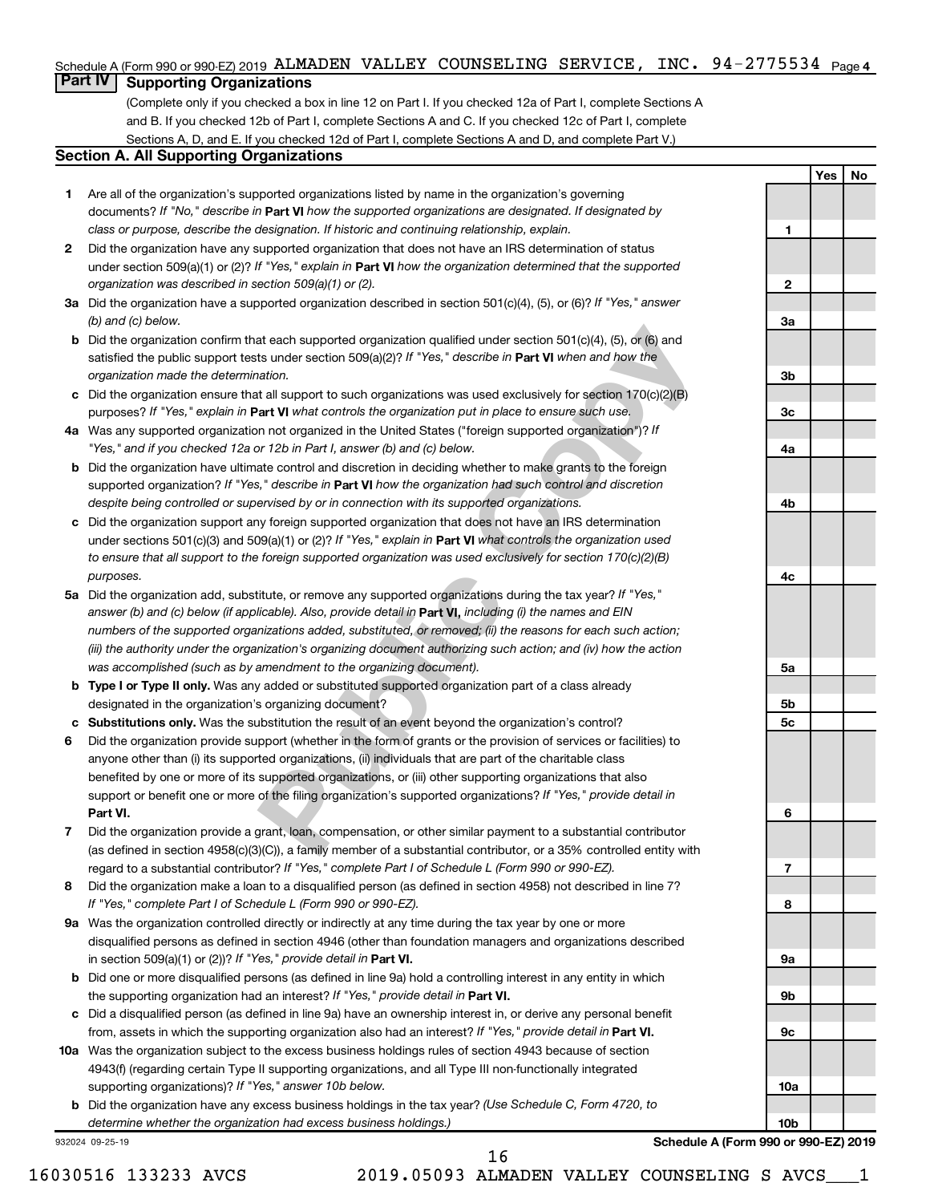Schedule A (Form 990 or 990-EZ) 2019 ALMADEN VALLEY COUNSELING SERVICE, INC. 94-2775534 Page 4

## Part IV Supporting Organizations

(Complete only if you checked a box in line 12 on Part I. If you checked 12a of Part I, complete Sections A and B. If you checked 12b of Part I, complete Sections A and C. If you checked 12c of Part I, complete Sections A, D, and E. If you checked 12d of Part I, complete Sections A and D, and complete Part V.)

### Section A. All Supporting Organizations

| | | | Yes | No |
|---|---|---|---|---|
| **1** | Are all of the organization's supported organizations listed by name in the organization's governing documents? *If "No," describe in* **Part VI** *how the supported organizations are designated. If designated by class or purpose, describe the designation. If historic and continuing relationship, explain.* | **1** | | |
| **2** | Did the organization have any supported organization that does not have an IRS determination of status under section 509(a)(1) or (2)? *If "Yes," explain in* **Part VI** *how the organization determined that the supported organization was described in section 509(a)(1) or (2).* | **2** | | |
| **3a** | Did the organization have a supported organization described in section 501(c)(4), (5), or (6)? *If "Yes," answer (b) and (c) below.* | **3a** | | |
| **b** | Did the organization confirm that each supported organization qualified under section 501(c)(4), (5), or (6) and satisfied the public support tests under section 509(a)(2)? *If "Yes," describe in* **Part VI** *when and how the organization made the determination.* | **3b** | | |
| **c** | Did the organization ensure that all support to such organizations was used exclusively for section 170(c)(2)(B) purposes? *If "Yes," explain in* **Part VI** *what controls the organization put in place to ensure such use.* | **3c** | | |
| **4a** | Was any supported organization not organized in the United States ("foreign supported organization")? *If "Yes," and if you checked 12a or 12b in Part I, answer (b) and (c) below.* | **4a** | | |
| **b** | Did the organization have ultimate control and discretion in deciding whether to make grants to the foreign supported organization? *If "Yes," describe in* **Part VI** *how the organization had such control and discretion despite being controlled or supervised by or in connection with its supported organizations.* | **4b** | | |
| **c** | Did the organization support any foreign supported organization that does not have an IRS determination under sections 501(c)(3) and 509(a)(1) or (2)? *If "Yes," explain in* **Part VI** *what controls the organization used to ensure that all support to the foreign supported organization was used exclusively for section 170(c)(2)(B) purposes.* | **4c** | | |
| **5a** | Did the organization add, substitute, or remove any supported organizations during the tax year? *If "Yes," answer (b) and (c) below (if applicable). Also, provide detail in* **Part VI,** *including (i) the names and EIN numbers of the supported organizations added, substituted, or removed; (ii) the reasons for each such action; (iii) the authority under the organization's organizing document authorizing such action; and (iv) how the action was accomplished (such as by amendment to the organizing document).* | **5a** | | |
| **b** | **Type I or Type II only.** Was any added or substituted supported organization part of a class already designated in the organization's organizing document? | **5b** | | |
| **c** | **Substitutions only.** Was the substitution the result of an event beyond the organization's control? | **5c** | | |
| **6** | Did the organization provide support (whether in the form of grants or the provision of services or facilities) to anyone other than (i) its supported organizations, (ii) individuals that are part of the charitable class benefited by one or more of its supported organizations, or (iii) other supporting organizations that also support or benefit one or more of the filing organization's supported organizations? *If "Yes," provide detail in* **Part VI.** | **6** | | |
| **7** | Did the organization provide a grant, loan, compensation, or other similar payment to a substantial contributor (as defined in section 4958(c)(3)(C)), a family member of a substantial contributor, or a 35% controlled entity with regard to a substantial contributor? *If "Yes," complete Part I of Schedule L (Form 990 or 990-EZ).* | **7** | | |
| **8** | Did the organization make a loan to a disqualified person (as defined in section 4958) not described in line 7? *If "Yes," complete Part I of Schedule L (Form 990 or 990-EZ).* | **8** | | |
| **9a** | Was the organization controlled directly or indirectly at any time during the tax year by one or more disqualified persons as defined in section 4946 (other than foundation managers and organizations described in section 509(a)(1) or (2))? *If "Yes," provide detail in* **Part VI.** | **9a** | | |
| **b** | Did one or more disqualified persons (as defined in line 9a) hold a controlling interest in any entity in which the supporting organization had an interest? *If "Yes," provide detail in* **Part VI.** | **9b** | | |
| **c** | Did a disqualified person (as defined in line 9a) have an ownership interest in, or derive any personal benefit from, assets in which the supporting organization also had an interest? *If "Yes," provide detail in* **Part VI.** | **9c** | | |
| **10a** | Was the organization subject to the excess business holdings rules of section 4943 because of section 4943(f) (regarding certain Type II supporting organizations, and all Type III non-functionally integrated supporting organizations)? *If "Yes," answer 10b below.* | **10a** | | |
| **b** | Did the organization have any excess business holdings in the tax year? *(Use Schedule C, Form 4720, to determine whether the organization had excess business holdings.)* | **10b** | | |

932024 09-25-19 **Schedule A (Form 990 or 990-EZ) 2019**

16030516 133233 AVCS 2019.05093 ALMADEN VALLEY COUNSELING S AVCS___1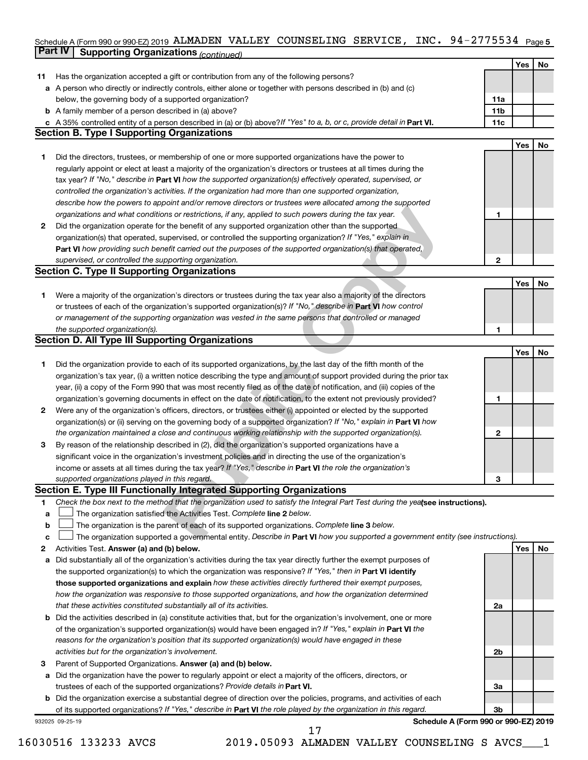Schedule A (Form 990 or 990-EZ) 2019 ALMADEN VALLEY COUNSELING SERVICE, INC. 94-2775534 Page 5

## Part IV Supporting Organizations *(continued)*

| | | | Yes | No |
|---|---|---|---|---|
| 11 | Has the organization accepted a gift or contribution from any of the following persons? | | | |
| a | A person who directly or indirectly controls, either alone or together with persons described in (b) and (c) below, the governing body of a supported organization? | 11a | | |
| b | A family member of a person described in (a) above? | 11b | | |
| c | A 35% controlled entity of a person described in (a) or (b) above? *If "Yes" to a, b, or c, provide detail in* **Part VI.** | 11c | | |

### Section B. Type I Supporting Organizations

| | | | Yes | No |
|---|---|---|---|---|
| 1 | Did the directors, trustees, or membership of one or more supported organizations have the power to regularly appoint or elect at least a majority of the organization's directors or trustees at all times during the tax year? *If "No," describe in* **Part VI** *how the supported organization(s) effectively operated, supervised, or controlled the organization's activities. If the organization had more than one supported organization, describe how the powers to appoint and/or remove directors or trustees were allocated among the supported organizations and what conditions or restrictions, if any, applied to such powers during the tax year.* | 1 | | |
| 2 | Did the organization operate for the benefit of any supported organization other than the supported organization(s) that operated, supervised, or controlled the supporting organization? *If "Yes," explain in* **Part VI** *how providing such benefit carried out the purposes of the supported organization(s) that operated, supervised, or controlled the supporting organization.* | 2 | | |

### Section C. Type II Supporting Organizations

| | | | Yes | No |
|---|---|---|---|---|
| 1 | Were a majority of the organization's directors or trustees during the tax year also a majority of the directors or trustees of each of the organization's supported organization(s)? *If "No," describe in* **Part VI** *how control or management of the supporting organization was vested in the same persons that controlled or managed the supported organization(s).* | 1 | | |

### Section D. All Type III Supporting Organizations

| | | | Yes | No |
|---|---|---|---|---|
| 1 | Did the organization provide to each of its supported organizations, by the last day of the fifth month of the organization's tax year, (i) a written notice describing the type and amount of support provided during the prior tax year, (ii) a copy of the Form 990 that was most recently filed as of the date of notification, and (iii) copies of the organization's governing documents in effect on the date of notification, to the extent not previously provided? | 1 | | |
| 2 | Were any of the organization's officers, directors, or trustees either (i) appointed or elected by the supported organization(s) or (ii) serving on the governing body of a supported organization? *If "No," explain in* **Part VI** *how the organization maintained a close and continuous working relationship with the supported organization(s).* | 2 | | |
| 3 | By reason of the relationship described in (2), did the organization's supported organizations have a significant voice in the organization's investment policies and in directing the use of the organization's income or assets at all times during the tax year? *If "Yes," describe in* **Part VI** *the role the organization's supported organizations played in this regard.* | 3 | | |

### Section E. Type III Functionally Integrated Supporting Organizations

1 *Check the box next to the method that the organization used to satisfy the Integral Part Test during the year* **(see instructions).**

- a ☐ The organization satisfied the Activities Test. *Complete* **line 2** *below.*
- b ☐ The organization is the parent of each of its supported organizations. *Complete* **line 3** *below.*
- c ☐ The organization supported a governmental entity. *Describe in* **Part VI** *how you supported a government entity (see instructions).*

| | | | Yes | No |
|---|---|---|---|---|
| 2 | Activities Test. **Answer (a) and (b) below.** | | | |
| a | Did substantially all of the organization's activities during the tax year directly further the exempt purposes of the supported organization(s) to which the organization was responsive? *If "Yes," then in* **Part VI identify those supported organizations and explain** *how these activities directly furthered their exempt purposes, how the organization was responsive to those supported organizations, and how the organization determined that these activities constituted substantially all of its activities.* | 2a | | |
| b | Did the activities described in (a) constitute activities that, but for the organization's involvement, one or more of the organization's supported organization(s) would have been engaged in? *If "Yes," explain in* **Part VI** *the reasons for the organization's position that its supported organization(s) would have engaged in these activities but for the organization's involvement.* | 2b | | |
| 3 | Parent of Supported Organizations. **Answer (a) and (b) below.** | | | |
| a | Did the organization have the power to regularly appoint or elect a majority of the officers, directors, or trustees of each of the supported organizations? *Provide details in* **Part VI.** | 3a | | |
| b | Did the organization exercise a substantial degree of direction over the policies, programs, and activities of each of its supported organizations? *If "Yes," describe in* **Part VI** *the role played by the organization in this regard.* | 3b | | |

932025 09-25-19 **Schedule A (Form 990 or 990-EZ) 2019**

16030516 133233 AVCS 2019.05093 ALMADEN VALLEY COUNSELING S AVCS___1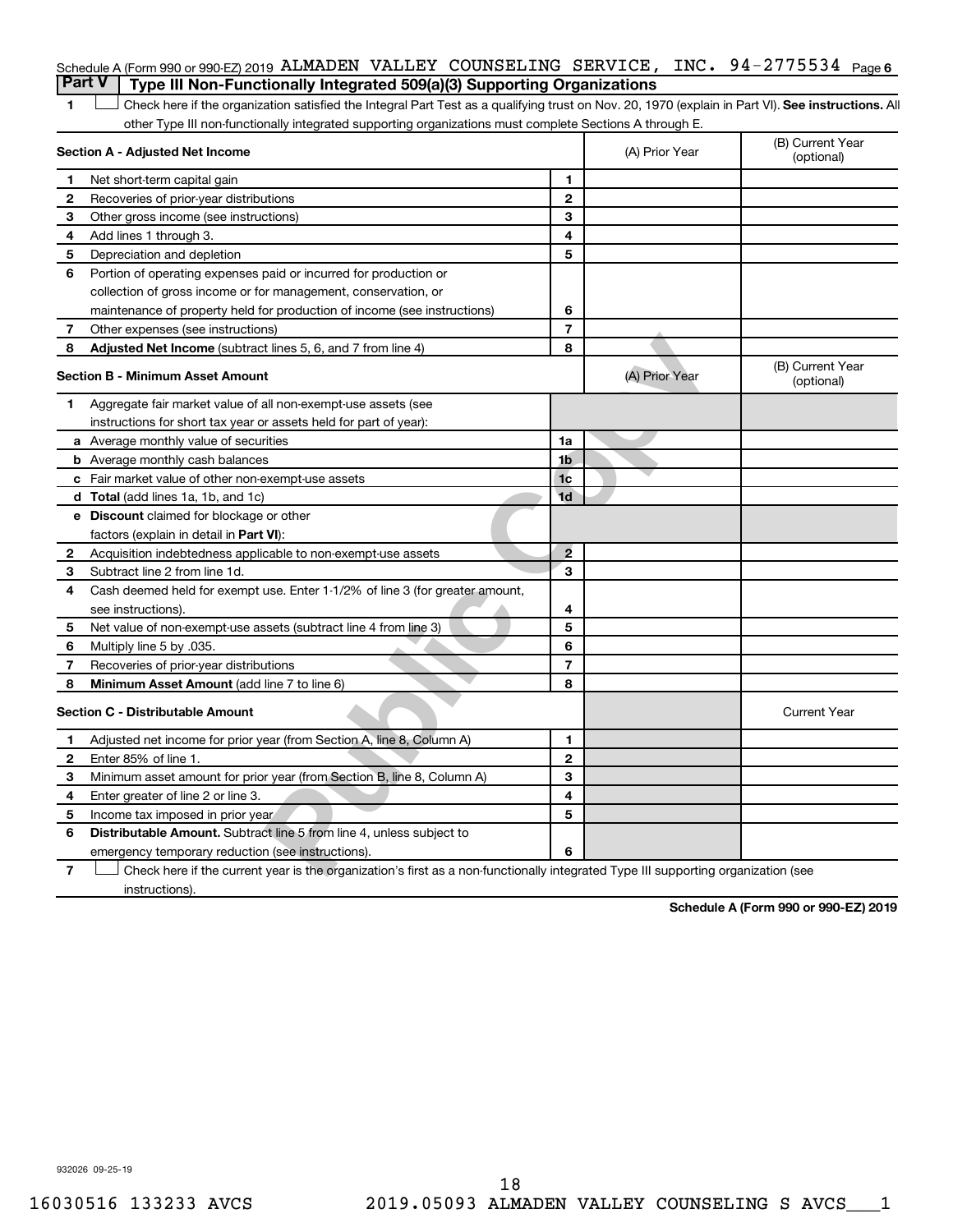Schedule A (Form 990 or 990-EZ) 2019 ALMADEN VALLEY COUNSELING SERVICE, INC. 94-2775534 Page 6

## Part V | Type III Non-Functionally Integrated 509(a)(3) Supporting Organizations

**1** ☐ Check here if the organization satisfied the Integral Part Test as a qualifying trust on Nov. 20, 1970 (explain in Part VI). **See instructions.** All other Type III non-functionally integrated supporting organizations must complete Sections A through E.

| **Section A - Adjusted Net Income** | | (A) Prior Year | (B) Current Year (optional) |
|---|---|---|---|
| **1** Net short-term capital gain | **1** | | |
| **2** Recoveries of prior-year distributions | **2** | | |
| **3** Other gross income (see instructions) | **3** | | |
| **4** Add lines 1 through 3. | **4** | | |
| **5** Depreciation and depletion | **5** | | |
| **6** Portion of operating expenses paid or incurred for production or collection of gross income or for management, conservation, or maintenance of property held for production of income (see instructions) | **6** | | |
| **7** Other expenses (see instructions) | **7** | | |
| **8** **Adjusted Net Income** (subtract lines 5, 6, and 7 from line 4) | **8** | | |

| **Section B - Minimum Asset Amount** | | (A) Prior Year | (B) Current Year (optional) |
|---|---|---|---|
| **1** Aggregate fair market value of all non-exempt-use assets (see instructions for short tax year or assets held for part of year): | | | |
| **a** Average monthly value of securities | **1a** | | |
| **b** Average monthly cash balances | **1b** | | |
| **c** Fair market value of other non-exempt-use assets | **1c** | | |
| **d** **Total** (add lines 1a, 1b, and 1c) | **1d** | | |
| **e** **Discount** claimed for blockage or other factors (explain in detail in **Part VI**): | | | |
| **2** Acquisition indebtedness applicable to non-exempt-use assets | **2** | | |
| **3** Subtract line 2 from line 1d. | **3** | | |
| **4** Cash deemed held for exempt use. Enter 1-1/2% of line 3 (for greater amount, see instructions). | **4** | | |
| **5** Net value of non-exempt-use assets (subtract line 4 from line 3) | **5** | | |
| **6** Multiply line 5 by .035. | **6** | | |
| **7** Recoveries of prior-year distributions | **7** | | |
| **8** **Minimum Asset Amount** (add line 7 to line 6) | **8** | | |

| **Section C - Distributable Amount** | | | Current Year |
|---|---|---|---|
| **1** Adjusted net income for prior year (from Section A, line 8, Column A) | **1** | | |
| **2** Enter 85% of line 1. | **2** | | |
| **3** Minimum asset amount for prior year (from Section B, line 8, Column A) | **3** | | |
| **4** Enter greater of line 2 or line 3. | **4** | | |
| **5** Income tax imposed in prior year | **5** | | |
| **6** **Distributable Amount.** Subtract line 5 from line 4, unless subject to emergency temporary reduction (see instructions). | **6** | | |

**7** ☐ Check here if the current year is the organization's first as a non-functionally integrated Type III supporting organization (see instructions).

**Schedule A (Form 990 or 990-EZ) 2019**

932026 09-25-19

16030516 133233 AVCS 2019.05093 ALMADEN VALLEY COUNSELING S AVCS___1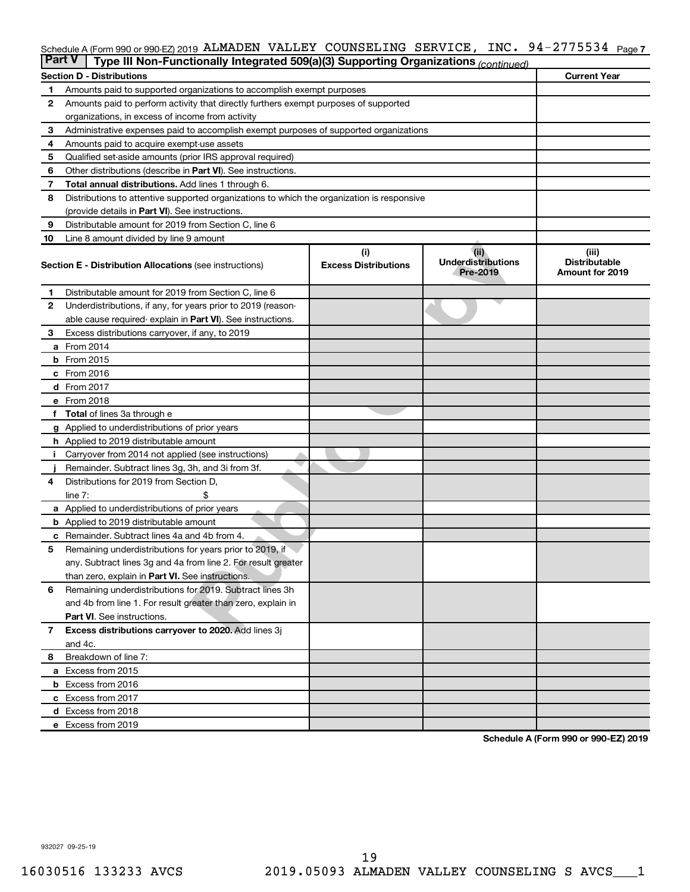Schedule A (Form 990 or 990-EZ) 2019 ALMADEN VALLEY COUNSELING SERVICE, INC. 94-2775534 Page 7

**Part V | Type III Non-Functionally Integrated 509(a)(3) Supporting Organizations** *(continued)*

| **Section D - Distributions** | | **Current Year** |
|---|---|---|
| 1 | Amounts paid to supported organizations to accomplish exempt purposes | |
| 2 | Amounts paid to perform activity that directly furthers exempt purposes of supported organizations, in excess of income from activity | |
| 3 | Administrative expenses paid to accomplish exempt purposes of supported organizations | |
| 4 | Amounts paid to acquire exempt-use assets | |
| 5 | Qualified set-aside amounts (prior IRS approval required) | |
| 6 | Other distributions (describe in **Part VI**). See instructions. | |
| 7 | **Total annual distributions.** Add lines 1 through 6. | |
| 8 | Distributions to attentive supported organizations to which the organization is responsive (provide details in **Part VI**). See instructions. | |
| 9 | Distributable amount for 2019 from Section C, line 6 | |
| 10 | Line 8 amount divided by line 9 amount | |

| **Section E - Distribution Allocations** (see instructions) | | (i) Excess Distributions | (ii) Underdistributions Pre-2019 | (iii) Distributable Amount for 2019 |
|---|---|---|---|---|
| 1 | Distributable amount for 2019 from Section C, line 6 | | | |
| 2 | Underdistributions, if any, for years prior to 2019 (reasonable cause required- explain in **Part VI**). See instructions. | | | |
| 3 | Excess distributions carryover, if any, to 2019 | | | |
| a | From 2014 | | | |
| b | From 2015 | | | |
| c | From 2016 | | | |
| d | From 2017 | | | |
| e | From 2018 | | | |
| f | **Total** of lines 3a through e | | | |
| g | Applied to underdistributions of prior years | | | |
| h | Applied to 2019 distributable amount | | | |
| i | Carryover from 2014 not applied (see instructions) | | | |
| j | Remainder. Subtract lines 3g, 3h, and 3i from 3f. | | | |
| 4 | Distributions for 2019 from Section D, line 7: $ | | | |
| a | Applied to underdistributions of prior years | | | |
| b | Applied to 2019 distributable amount | | | |
| c | Remainder. Subtract lines 4a and 4b from 4. | | | |
| 5 | Remaining underdistributions for years prior to 2019, if any. Subtract lines 3g and 4a from line 2. For result greater than zero, explain in **Part VI.** See instructions. | | | |
| 6 | Remaining underdistributions for 2019. Subtract lines 3h and 4b from line 1. For result greater than zero, explain in **Part VI**. See instructions. | | | |
| 7 | **Excess distributions carryover to 2020.** Add lines 3j and 4c. | | | |
| 8 | Breakdown of line 7: | | | |
| a | Excess from 2015 | | | |
| b | Excess from 2016 | | | |
| c | Excess from 2017 | | | |
| d | Excess from 2018 | | | |
| e | Excess from 2019 | | | |

**Schedule A (Form 990 or 990-EZ) 2019**

932027 09-25-19

16030516 133233 AVCS 2019.05093 ALMADEN VALLEY COUNSELING S AVCS___1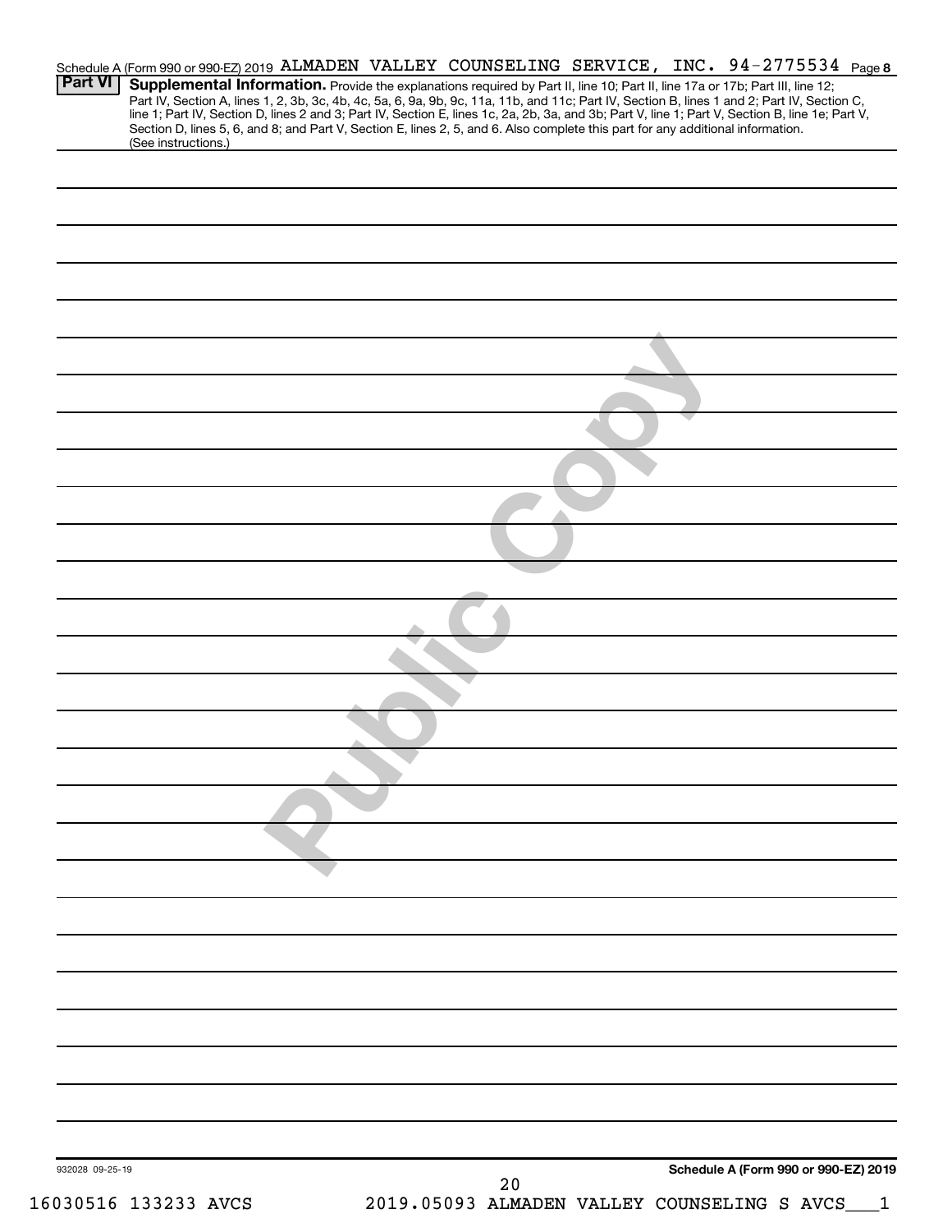Schedule A (Form 990 or 990-EZ) 2019 ALMADEN VALLEY COUNSELING SERVICE, INC. 94-2775534 Page 8

**Part VI** **Supplemental Information.** Provide the explanations required by Part II, line 10; Part II, line 17a or 17b; Part III, line 12; Part IV, Section A, lines 1, 2, 3b, 3c, 4b, 4c, 5a, 6, 9a, 9b, 9c, 11a, 11b, and 11c; Part IV, Section B, lines 1 and 2; Part IV, Section C, line 1; Part IV, Section D, lines 2 and 3; Part IV, Section E, lines 1c, 2a, 2b, 3a, and 3b; Part V, line 1; Part V, Section B, line 1e; Part V, Section D, lines 5, 6, and 8; and Part V, Section E, lines 2, 5, and 6. Also complete this part for any additional information. (See instructions.)

Public Copy

932028 09-25-19

**Schedule A (Form 990 or 990-EZ) 2019**

16030516 133233 AVCS 2019.05093 ALMADEN VALLEY COUNSELING S AVCS___1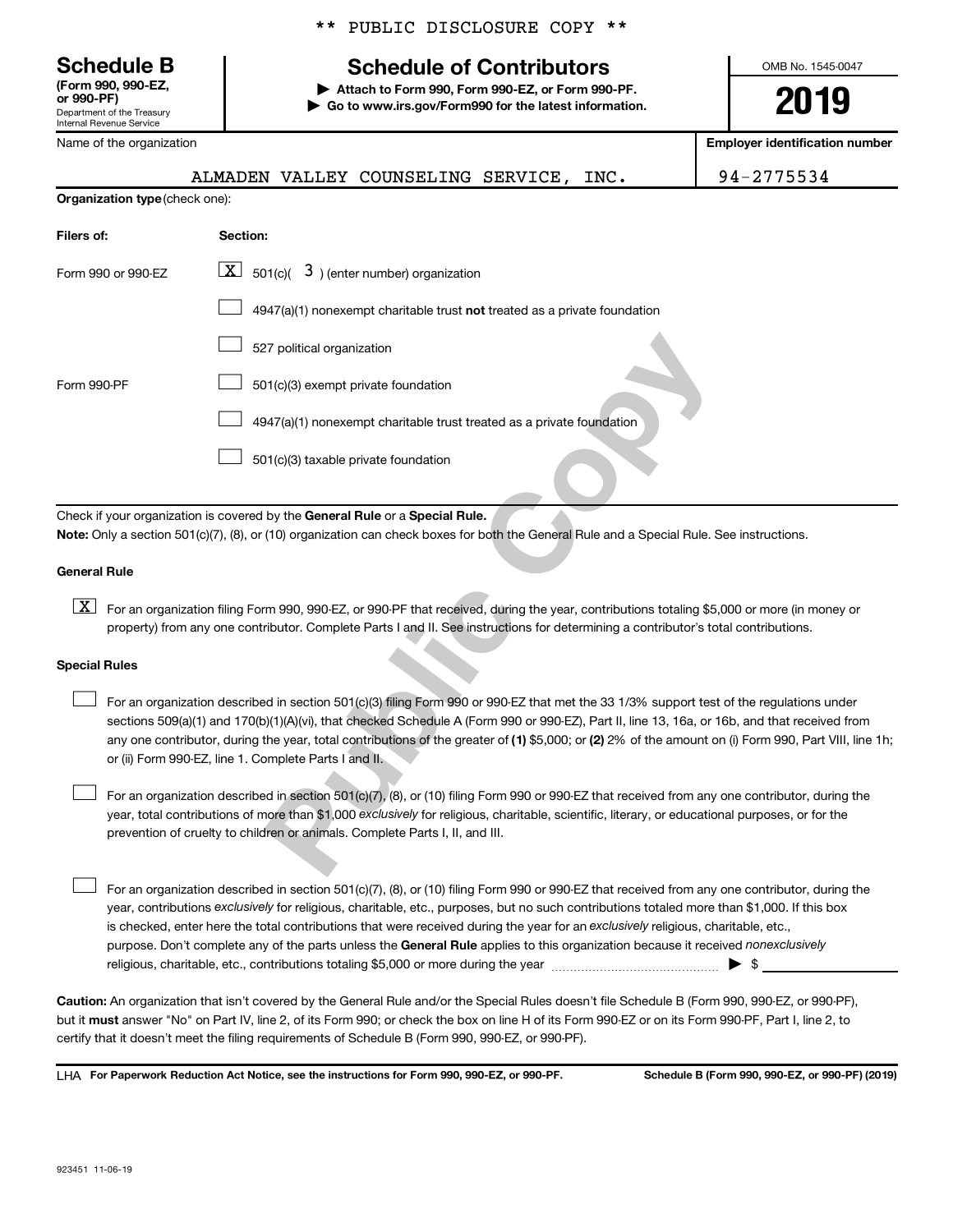** PUBLIC DISCLOSURE COPY **

**Schedule B**
**(Form 990, 990-EZ, or 990-PF)**
Department of the Treasury
Internal Revenue Service

# Schedule of Contributors

▶ **Attach to Form 990, Form 990-EZ, or Form 990-PF.**
▶ **Go to www.irs.gov/Form990 for the latest information.**

OMB No. 1545-0047

**2019**

| Name of the organization | Employer identification number |
|---|---|
| ALMADEN VALLEY COUNSELING SERVICE, INC. | 94-2775534 |

**Organization type** (check one):

| Filers of: | Section: |
|---|---|
| Form 990 or 990-EZ | [X] 501(c)( 3 ) (enter number) organization |
| | [ ] 4947(a)(1) nonexempt charitable trust **not** treated as a private foundation |
| | [ ] 527 political organization |
| Form 990-PF | [ ] 501(c)(3) exempt private foundation |
| | [ ] 4947(a)(1) nonexempt charitable trust treated as a private foundation |
| | [ ] 501(c)(3) taxable private foundation |

Check if your organization is covered by the **General Rule** or a **Special Rule.**

**Note:** Only a section 501(c)(7), (8), or (10) organization can check boxes for both the General Rule and a Special Rule. See instructions.

**General Rule**

[X] For an organization filing Form 990, 990-EZ, or 990-PF that received, during the year, contributions totaling $5,000 or more (in money or property) from any one contributor. Complete Parts I and II. See instructions for determining a contributor's total contributions.

**Special Rules**

[ ] For an organization described in section 501(c)(3) filing Form 990 or 990-EZ that met the 33 1/3% support test of the regulations under sections 509(a)(1) and 170(b)(1)(A)(vi), that checked Schedule A (Form 990 or 990-EZ), Part II, line 13, 16a, or 16b, and that received from any one contributor, during the year, total contributions of the greater of **(1)** $5,000; or **(2)** 2% of the amount on (i) Form 990, Part VIII, line 1h; or (ii) Form 990-EZ, line 1. Complete Parts I and II.

[ ] For an organization described in section 501(c)(7), (8), or (10) filing Form 990 or 990-EZ that received from any one contributor, during the year, total contributions of more than $1,000 *exclusively* for religious, charitable, scientific, literary, or educational purposes, or for the prevention of cruelty to children or animals. Complete Parts I, II, and III.

[ ] For an organization described in section 501(c)(7), (8), or (10) filing Form 990 or 990-EZ that received from any one contributor, during the year, contributions *exclusively* for religious, charitable, etc., purposes, but no such contributions totaled more than $1,000. If this box is checked, enter here the total contributions that were received during the year for an *exclusively* religious, charitable, etc., purpose. Don't complete any of the parts unless the **General Rule** applies to this organization because it received *nonexclusively* religious, charitable, etc., contributions totaling $5,000 or more during the year ▶ $ ________

**Caution:** An organization that isn't covered by the General Rule and/or the Special Rules doesn't file Schedule B (Form 990, 990-EZ, or 990-PF), but it **must** answer "No" on Part IV, line 2, of its Form 990; or check the box on line H of its Form 990-EZ or on its Form 990-PF, Part I, line 2, to certify that it doesn't meet the filing requirements of Schedule B (Form 990, 990-EZ, or 990-PF).

LHA **For Paperwork Reduction Act Notice, see the instructions for Form 990, 990-EZ, or 990-PF.** **Schedule B (Form 990, 990-EZ, or 990-PF) (2019)**

923451 11-06-19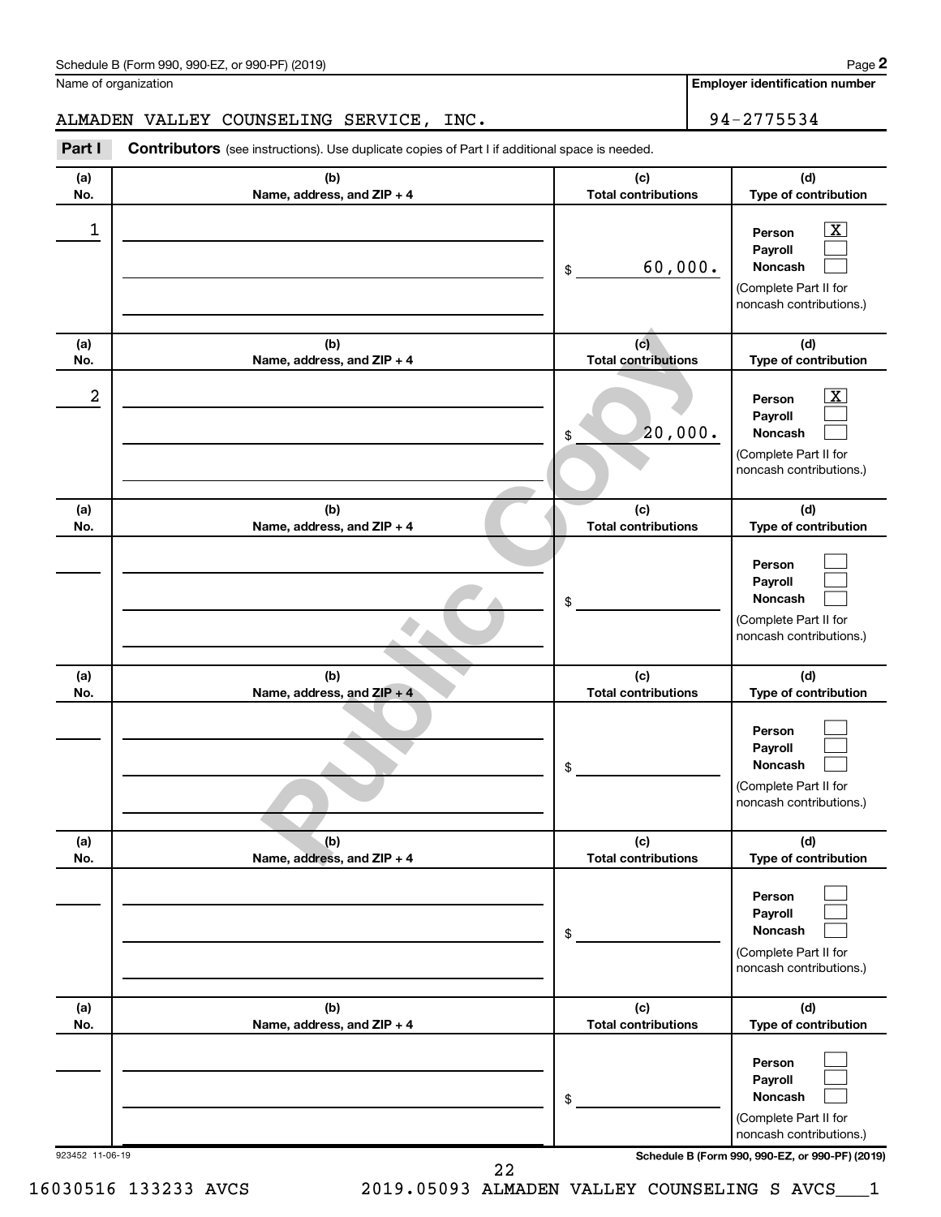Schedule B (Form 990, 990-EZ, or 990-PF) (2019)

Name of organization: ALMADEN VALLEY COUNSELING SERVICE, INC.

Employer identification number: 94-2775534

**Part I** **Contributors** (see instructions). Use duplicate copies of Part I if additional space is needed.

| (a) No. | (b) Name, address, and ZIP + 4 | (c) Total contributions | (d) Type of contribution |
|---|---|---|---|
| 1 | | $ 60,000. | Person [X] Payroll [ ] Noncash [ ] (Complete Part II for noncash contributions.) |
| 2 | | $ 20,000. | Person [X] Payroll [ ] Noncash [ ] (Complete Part II for noncash contributions.) |
| | | $ | Person [ ] Payroll [ ] Noncash [ ] (Complete Part II for noncash contributions.) |
| | | $ | Person [ ] Payroll [ ] Noncash [ ] (Complete Part II for noncash contributions.) |
| | | $ | Person [ ] Payroll [ ] Noncash [ ] (Complete Part II for noncash contributions.) |
| | | $ | Person [ ] Payroll [ ] Noncash [ ] (Complete Part II for noncash contributions.) |

Public Copy

923452 11-06-19

Schedule B (Form 990, 990-EZ, or 990-PF) (2019)

16030516 133233 AVCS 2019.05093 ALMADEN VALLEY COUNSELING S AVCS___1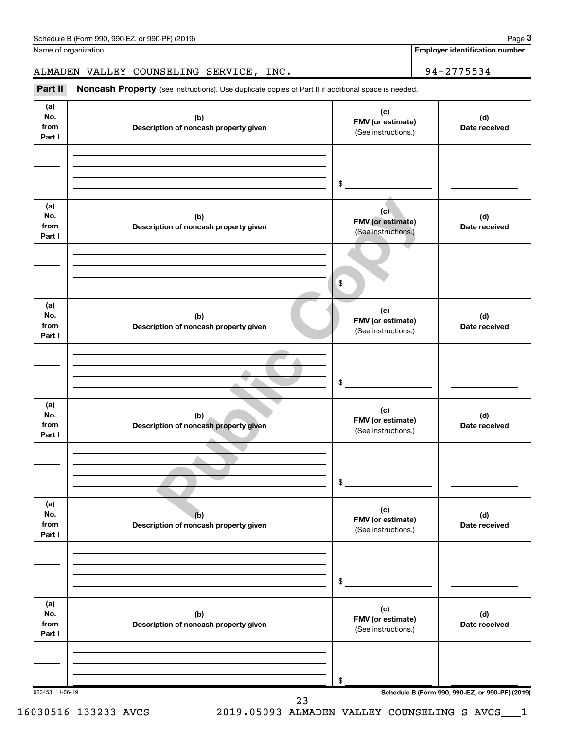Schedule B (Form 990, 990-EZ, or 990-PF) (2019)

Name of organization: ALMADEN VALLEY COUNSELING SERVICE, INC.

Employer identification number: 94-2775534

**Part II** **Noncash Property** (see instructions). Use duplicate copies of Part II if additional space is needed.

| (a) No. from Part I | (b) Description of noncash property given | (c) FMV (or estimate) (See instructions.) | (d) Date received |
|---|---|---|---|
| | | $ | |

| (a) No. from Part I | (b) Description of noncash property given | (c) FMV (or estimate) (See instructions.) | (d) Date received |
|---|---|---|---|
| | | $ | |

| (a) No. from Part I | (b) Description of noncash property given | (c) FMV (or estimate) (See instructions.) | (d) Date received |
|---|---|---|---|
| | | $ | |

| (a) No. from Part I | (b) Description of noncash property given | (c) FMV (or estimate) (See instructions.) | (d) Date received |
|---|---|---|---|
| | | $ | |

| (a) No. from Part I | (b) Description of noncash property given | (c) FMV (or estimate) (See instructions.) | (d) Date received |
|---|---|---|---|
| | | $ | |

| (a) No. from Part I | (b) Description of noncash property given | (c) FMV (or estimate) (See instructions.) | (d) Date received |
|---|---|---|---|
| | | $ | |

Public Copy

923453 11-06-19

Schedule B (Form 990, 990-EZ, or 990-PF) (2019)

16030516 133233 AVCS 2019.05093 ALMADEN VALLEY COUNSELING S AVCS___1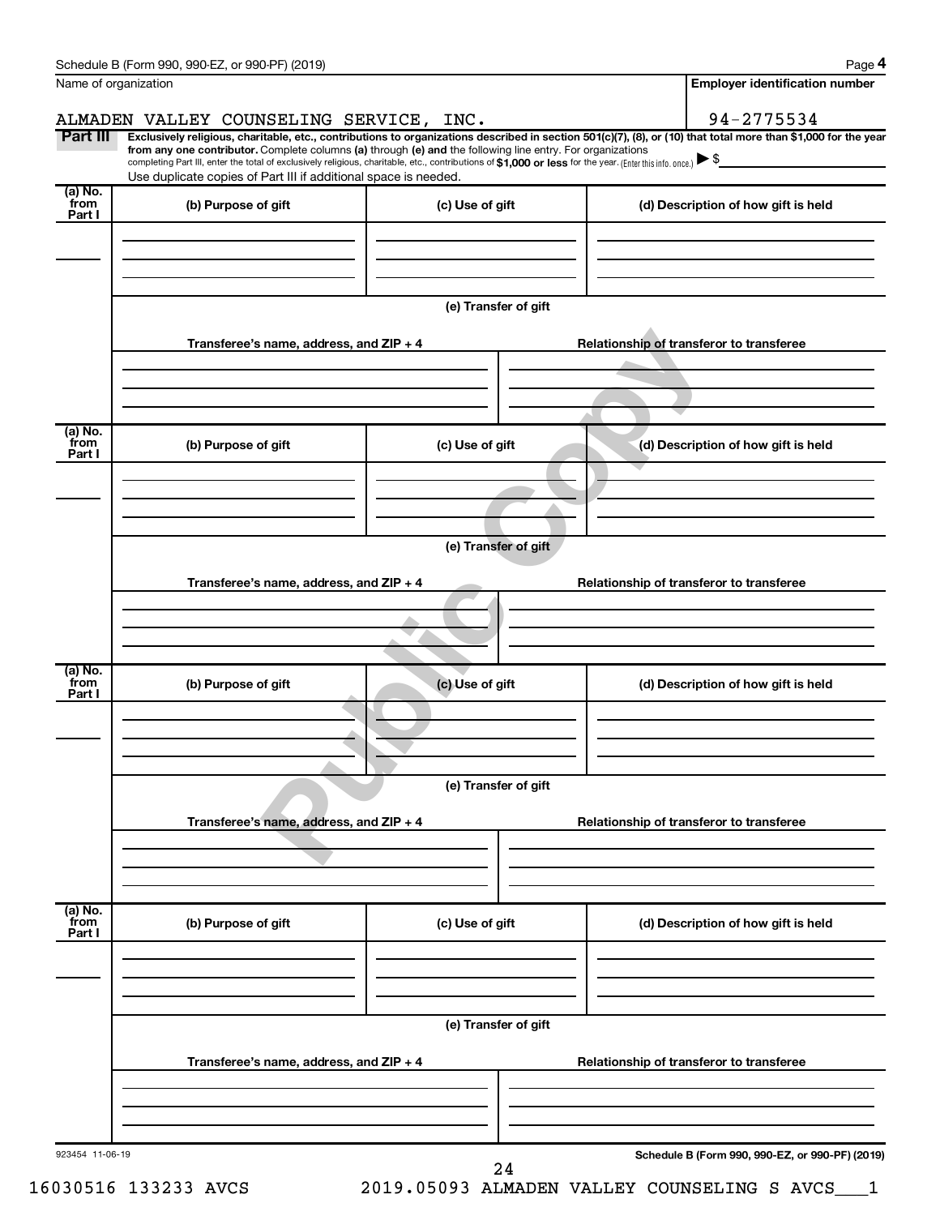Schedule B (Form 990, 990-EZ, or 990-PF) (2019)

Name of organization: ALMADEN VALLEY COUNSELING SERVICE, INC.

Employer identification number: 94-2775534

**Part III** **Exclusively religious, charitable, etc., contributions to organizations described in section 501(c)(7), (8), or (10) that total more than $1,000 for the year from any one contributor.** Complete columns **(a)** through **(e)** and the following line entry. For organizations completing Part III, enter the total of exclusively religious, charitable, etc., contributions of **$1,000 or less** for the year. (Enter this info. once.) ▶ $

Use duplicate copies of Part III if additional space is needed.

| (a) No. from Part I | (b) Purpose of gift | (c) Use of gift | (d) Description of how gift is held |
|---|---|---|---|
| | | | |

**(e) Transfer of gift**

| Transferee's name, address, and ZIP + 4 | Relationship of transferor to transferee |
|---|---|
| | |

| (a) No. from Part I | (b) Purpose of gift | (c) Use of gift | (d) Description of how gift is held |
|---|---|---|---|
| | | | |

**(e) Transfer of gift**

| Transferee's name, address, and ZIP + 4 | Relationship of transferor to transferee |
|---|---|
| | |

| (a) No. from Part I | (b) Purpose of gift | (c) Use of gift | (d) Description of how gift is held |
|---|---|---|---|
| | | | |

**(e) Transfer of gift**

| Transferee's name, address, and ZIP + 4 | Relationship of transferor to transferee |
|---|---|
| | |

| (a) No. from Part I | (b) Purpose of gift | (c) Use of gift | (d) Description of how gift is held |
|---|---|---|---|
| | | | |

**(e) Transfer of gift**

| Transferee's name, address, and ZIP + 4 | Relationship of transferor to transferee |
|---|---|
| | |

Public Copy

923454 11-06-19

16030516 133233 AVCS 2019.05093 ALMADEN VALLEY COUNSELING S AVCS___1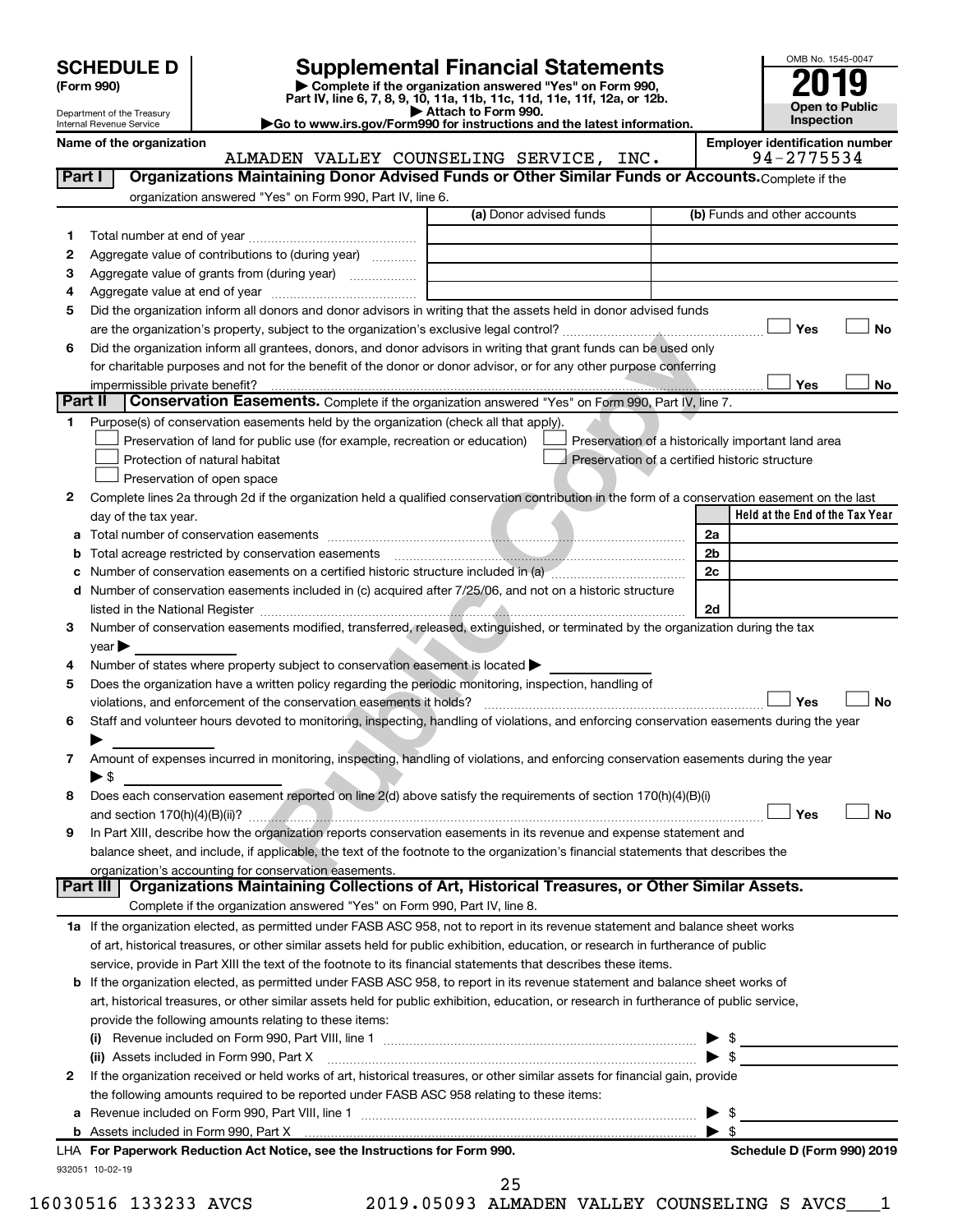# SCHEDULE D (Form 990)

Department of the Treasury
Internal Revenue Service

## Supplemental Financial Statements

▶ Complete if the organization answered "Yes" on Form 990, Part IV, line 6, 7, 8, 9, 10, 11a, 11b, 11c, 11d, 11e, 11f, 12a, or 12b.
▶ Attach to Form 990.
▶Go to www.irs.gov/Form990 for instructions and the latest information.

OMB No. 1545-0047
**2019**
**Open to Public Inspection**

Name of the organization: ALMADEN VALLEY COUNSELING SERVICE, INC.
Employer identification number: 94-2775534

### Part I — Organizations Maintaining Donor Advised Funds or Other Similar Funds or Accounts.
Complete if the organization answered "Yes" on Form 990, Part IV, line 6.

| | | (a) Donor advised funds | (b) Funds and other accounts |
|---|---|---|---|
| 1 | Total number at end of year | | |
| 2 | Aggregate value of contributions to (during year) | | |
| 3 | Aggregate value of grants from (during year) | | |
| 4 | Aggregate value at end of year | | |

5 Did the organization inform all donors and donor advisors in writing that the assets held in donor advised funds are the organization's property, subject to the organization's exclusive legal control? ☐ Yes ☐ No

6 Did the organization inform all grantees, donors, and donor advisors in writing that grant funds can be used only for charitable purposes and not for the benefit of the donor or donor advisor, or for any other purpose conferring impermissible private benefit? ☐ Yes ☐ No

### Part II — Conservation Easements.
Complete if the organization answered "Yes" on Form 990, Part IV, line 7.

1 Purpose(s) of conservation easements held by the organization (check all that apply).
- ☐ Preservation of land for public use (for example, recreation or education)
- ☐ Preservation of a historically important land area
- ☐ Protection of natural habitat
- ☐ Preservation of a certified historic structure
- ☐ Preservation of open space

2 Complete lines 2a through 2d if the organization held a qualified conservation contribution in the form of a conservation easement on the last day of the tax year.

| | | | Held at the End of the Tax Year |
|---|---|---|---|
| a | Total number of conservation easements | 2a | |
| b | Total acreage restricted by conservation easements | 2b | |
| c | Number of conservation easements on a certified historic structure included in (a) | 2c | |
| d | Number of conservation easements included in (c) acquired after 7/25/06, and not on a historic structure listed in the National Register | 2d | |

3 Number of conservation easements modified, transferred, released, extinguished, or terminated by the organization during the tax year ▶

4 Number of states where property subject to conservation easement is located ▶

5 Does the organization have a written policy regarding the periodic monitoring, inspection, handling of violations, and enforcement of the conservation easements it holds? ☐ Yes ☐ No

6 Staff and volunteer hours devoted to monitoring, inspecting, handling of violations, and enforcing conservation easements during the year ▶

7 Amount of expenses incurred in monitoring, inspecting, handling of violations, and enforcing conservation easements during the year ▶ $

8 Does each conservation easement reported on line 2(d) above satisfy the requirements of section 170(h)(4)(B)(i) and section 170(h)(4)(B)(ii)? ☐ Yes ☐ No

9 In Part XIII, describe how the organization reports conservation easements in its revenue and expense statement and balance sheet, and include, if applicable, the text of the footnote to the organization's financial statements that describes the organization's accounting for conservation easements.

### Part III — Organizations Maintaining Collections of Art, Historical Treasures, or Other Similar Assets.
Complete if the organization answered "Yes" on Form 990, Part IV, line 8.

1a If the organization elected, as permitted under FASB ASC 958, not to report in its revenue statement and balance sheet works of art, historical treasures, or other similar assets held for public exhibition, education, or research in furtherance of public service, provide in Part XIII the text of the footnote to its financial statements that describes these items.

b If the organization elected, as permitted under FASB ASC 958, to report in its revenue statement and balance sheet works of art, historical treasures, or other similar assets held for public exhibition, education, or research in furtherance of public service, provide the following amounts relating to these items:

(i) Revenue included on Form 990, Part VIII, line 1 ▶ $

(ii) Assets included in Form 990, Part X ▶ $

2 If the organization received or held works of art, historical treasures, or other similar assets for financial gain, provide the following amounts required to be reported under FASB ASC 958 relating to these items:

a Revenue included on Form 990, Part VIII, line 1 ▶ $

b Assets included in Form 990, Part X ▶ $

LHA For Paperwork Reduction Act Notice, see the Instructions for Form 990. Schedule D (Form 990) 2019

932051 10-02-19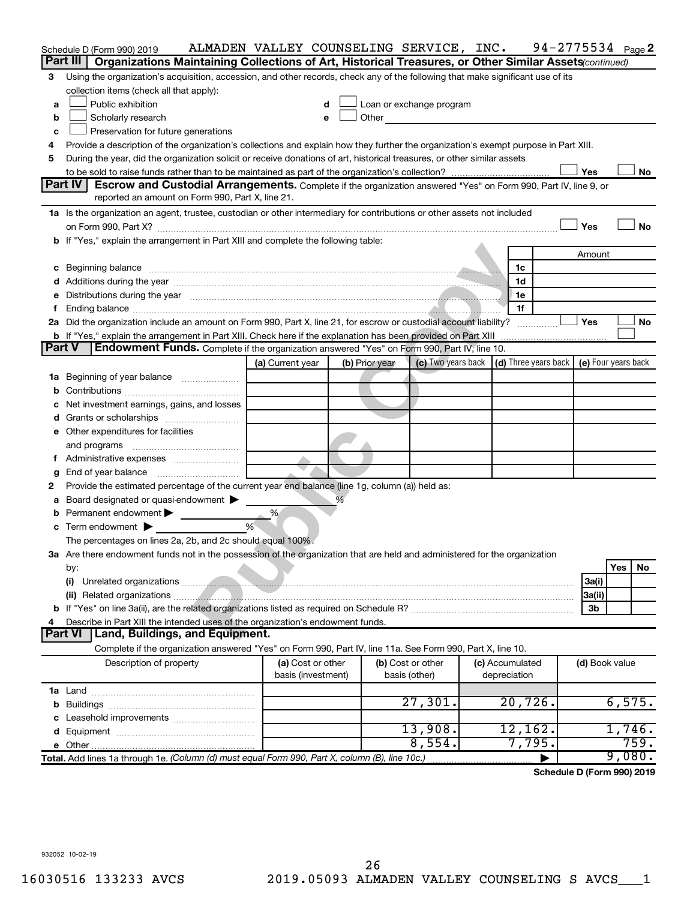Schedule D (Form 990) 2019    ALMADEN VALLEY COUNSELING SERVICE, INC.    94-2775534    Page 2

**Part III | Organizations Maintaining Collections of Art, Historical Treasures, or Other Similar Assets** *(continued)*

3 Using the organization's acquisition, accession, and other records, check any of the following that make significant use of its collection items (check all that apply):

a ☐ Public exhibition
b ☐ Scholarly research
c ☐ Preservation for future generations
d ☐ Loan or exchange program
e ☐ Other

4 Provide a description of the organization's collections and explain how they further the organization's exempt purpose in Part XIII.

5 During the year, did the organization solicit or receive donations of art, historical treasures, or other similar assets to be sold to raise funds rather than to be maintained as part of the organization's collection? ☐ Yes ☐ No

**Part IV | Escrow and Custodial Arrangements.** Complete if the organization answered "Yes" on Form 990, Part IV, line 9, or reported an amount on Form 990, Part X, line 21.

1a Is the organization an agent, trustee, custodian or other intermediary for contributions or other assets not included on Form 990, Part X? ☐ Yes ☐ No

b If "Yes," explain the arrangement in Part XIII and complete the following table:

| | | Amount |
|---|---|---|
| c Beginning balance | 1c | |
| d Additions during the year | 1d | |
| e Distributions during the year | 1e | |
| f Ending balance | 1f | |

2a Did the organization include an amount on Form 990, Part X, line 21, for escrow or custodial account liability? ☐ Yes ☐ No

b If "Yes," explain the arrangement in Part XIII. Check here if the explanation has been provided on Part XIII ☐

**Part V | Endowment Funds.** Complete if the organization answered "Yes" on Form 990, Part IV, line 10.

| | (a) Current year | (b) Prior year | (c) Two years back | (d) Three years back | (e) Four years back |
|---|---|---|---|---|---|
| 1a Beginning of year balance | | | | | |
| b Contributions | | | | | |
| c Net investment earnings, gains, and losses | | | | | |
| d Grants or scholarships | | | | | |
| e Other expenditures for facilities and programs | | | | | |
| f Administrative expenses | | | | | |
| g End of year balance | | | | | |

2 Provide the estimated percentage of the current year end balance (line 1g, column (a)) held as:

a Board designated or quasi-endowment ▶ ______ %
b Permanent endowment ▶ ______ %
c Term endowment ▶ ______ %

The percentages on lines 2a, 2b, and 2c should equal 100%.

3a Are there endowment funds not in the possession of the organization that are held and administered for the organization by:

| | | Yes | No |
|---|---|---|---|
| (i) Unrelated organizations | 3a(i) | | |
| (ii) Related organizations | 3a(ii) | | |
| b If "Yes" on line 3a(ii), are the related organizations listed as required on Schedule R? | 3b | | |

4 Describe in Part XIII the intended uses of the organization's endowment funds.

**Part VI | Land, Buildings, and Equipment.**

Complete if the organization answered "Yes" on Form 990, Part IV, line 11a. See Form 990, Part X, line 10.

| Description of property | (a) Cost or other basis (investment) | (b) Cost or other basis (other) | (c) Accumulated depreciation | (d) Book value |
|---|---|---|---|---|
| 1a Land | | | | |
| b Buildings | | 27,301. | 20,726. | 6,575. |
| c Leasehold improvements | | | | |
| d Equipment | | 13,908. | 12,162. | 1,746. |
| e Other | | 8,554. | 7,795. | 759. |
| **Total.** Add lines 1a through 1e. *(Column (d) must equal Form 990, Part X, column (B), line 10c.)* | | | ▶ | 9,080. |

**Schedule D (Form 990) 2019**

932052 10-02-19

16030516 133233 AVCS    2019.05093 ALMADEN VALLEY COUNSELING S AVCS___1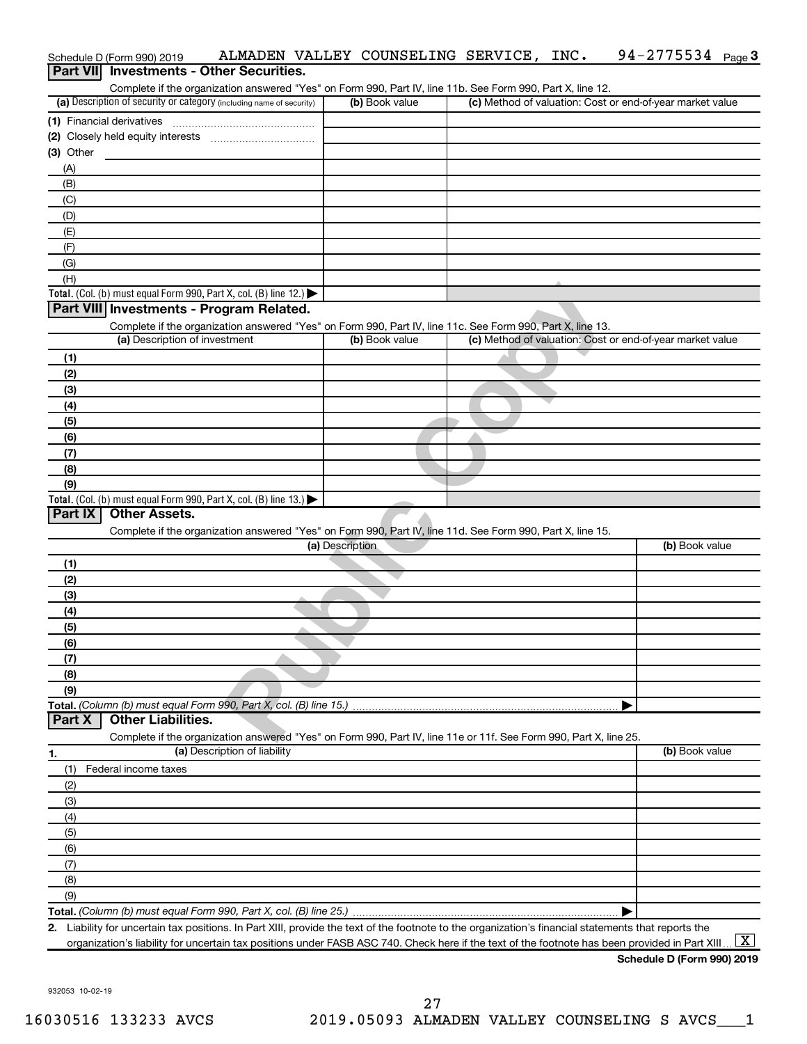Schedule D (Form 990) 2019 ALMADEN VALLEY COUNSELING SERVICE, INC. 94-2775534 Page 3

## Part VII Investments - Other Securities.

Complete if the organization answered "Yes" on Form 990, Part IV, line 11b. See Form 990, Part X, line 12.

| (a) Description of security or category (including name of security) | (b) Book value | (c) Method of valuation: Cost or end-of-year market value |
|---|---|---|
| (1) Financial derivatives | | |
| (2) Closely held equity interests | | |
| (3) Other | | |
| (A) | | |
| (B) | | |
| (C) | | |
| (D) | | |
| (E) | | |
| (F) | | |
| (G) | | |
| (H) | | |
| **Total.** (Col. (b) must equal Form 990, Part X, col. (B) line 12.) ▶ | | |

## Part VIII Investments - Program Related.

Complete if the organization answered "Yes" on Form 990, Part IV, line 11c. See Form 990, Part X, line 13.

| (a) Description of investment | (b) Book value | (c) Method of valuation: Cost or end-of-year market value |
|---|---|---|
| (1) | | |
| (2) | | |
| (3) | | |
| (4) | | |
| (5) | | |
| (6) | | |
| (7) | | |
| (8) | | |
| (9) | | |
| **Total.** (Col. (b) must equal Form 990, Part X, col. (B) line 13.) ▶ | | |

## Part IX Other Assets.

Complete if the organization answered "Yes" on Form 990, Part IV, line 11d. See Form 990, Part X, line 15.

| (a) Description | (b) Book value |
|---|---|
| (1) | |
| (2) | |
| (3) | |
| (4) | |
| (5) | |
| (6) | |
| (7) | |
| (8) | |
| (9) | |
| **Total.** *(Column (b) must equal Form 990, Part X, col. (B) line 15.)* ▶ | |

## Part X Other Liabilities.

Complete if the organization answered "Yes" on Form 990, Part IV, line 11e or 11f. See Form 990, Part X, line 25.

| 1. (a) Description of liability | (b) Book value |
|---|---|
| (1) Federal income taxes | |
| (2) | |
| (3) | |
| (4) | |
| (5) | |
| (6) | |
| (7) | |
| (8) | |
| (9) | |
| **Total.** *(Column (b) must equal Form 990, Part X, col. (B) line 25.)* ▶ | |

**2.** Liability for uncertain tax positions. In Part XIII, provide the text of the footnote to the organization's financial statements that reports the organization's liability for uncertain tax positions under FASB ASC 740. Check here if the text of the footnote has been provided in Part XIII ... [X]

**Schedule D (Form 990) 2019**

932053 10-02-19

16030516 133233 AVCS 2019.05093 ALMADEN VALLEY COUNSELING S AVCS___1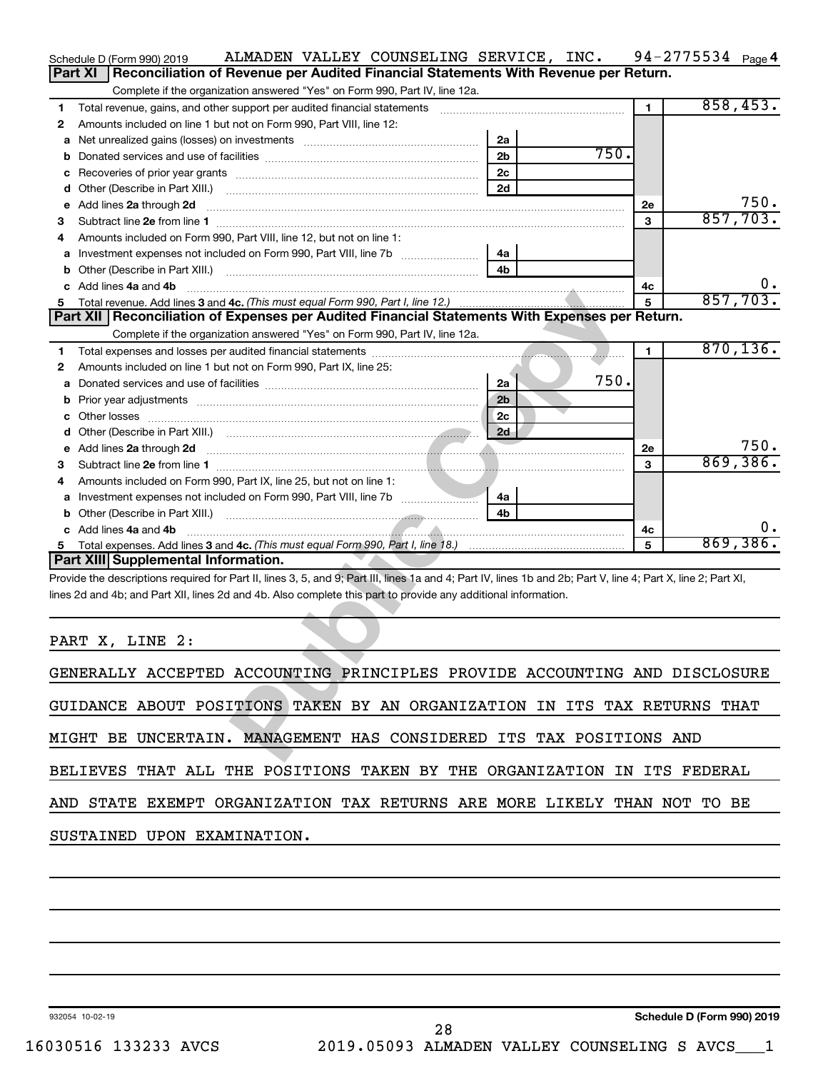Schedule D (Form 990) 2019 ALMADEN VALLEY COUNSELING SERVICE, INC. 94-2775534 Page 4

## Part XI Reconciliation of Revenue per Audited Financial Statements With Revenue per Return.

Complete if the organization answered "Yes" on Form 990, Part IV, line 12a.

| | | | | | |
|---|---|---|---|---|---|
| 1 | Total revenue, gains, and other support per audited financial statements | | | 1 | 858,453. |
| 2 | Amounts included on line 1 but not on Form 990, Part VIII, line 12: | | | | |
| a | Net unrealized gains (losses) on investments | 2a | | | |
| b | Donated services and use of facilities | 2b | 750. | | |
| c | Recoveries of prior year grants | 2c | | | |
| d | Other (Describe in Part XIII.) | 2d | | | |
| e | Add lines 2a through 2d | | | 2e | 750. |
| 3 | Subtract line 2e from line 1 | | | 3 | 857,703. |
| 4 | Amounts included on Form 990, Part VIII, line 12, but not on line 1: | | | | |
| a | Investment expenses not included on Form 990, Part VIII, line 7b | 4a | | | |
| b | Other (Describe in Part XIII.) | 4b | | | |
| c | Add lines 4a and 4b | | | 4c | 0. |
| 5 | Total revenue. Add lines 3 and 4c. *(This must equal Form 990, Part I, line 12.)* | | | 5 | 857,703. |

## Part XII Reconciliation of Expenses per Audited Financial Statements With Expenses per Return.

Complete if the organization answered "Yes" on Form 990, Part IV, line 12a.

| | | | | | |
|---|---|---|---|---|---|
| 1 | Total expenses and losses per audited financial statements | | | 1 | 870,136. |
| 2 | Amounts included on line 1 but not on Form 990, Part IX, line 25: | | | | |
| a | Donated services and use of facilities | 2a | 750. | | |
| b | Prior year adjustments | 2b | | | |
| c | Other losses | 2c | | | |
| d | Other (Describe in Part XIII.) | 2d | | | |
| e | Add lines 2a through 2d | | | 2e | 750. |
| 3 | Subtract line 2e from line 1 | | | 3 | 869,386. |
| 4 | Amounts included on Form 990, Part IX, line 25, but not on line 1: | | | | |
| a | Investment expenses not included on Form 990, Part VIII, line 7b | 4a | | | |
| b | Other (Describe in Part XIII.) | 4b | | | |
| c | Add lines 4a and 4b | | | 4c | 0. |
| 5 | Total expenses. Add lines 3 and 4c. *(This must equal Form 990, Part I, line 18.)* | | | 5 | 869,386. |

## Part XIII Supplemental Information.

Provide the descriptions required for Part II, lines 3, 5, and 9; Part III, lines 1a and 4; Part IV, lines 1b and 2b; Part V, line 4; Part X, line 2; Part XI, lines 2d and 4b; and Part XII, lines 2d and 4b. Also complete this part to provide any additional information.

PART X, LINE 2:

GENERALLY ACCEPTED ACCOUNTING PRINCIPLES PROVIDE ACCOUNTING AND DISCLOSURE GUIDANCE ABOUT POSITIONS TAKEN BY AN ORGANIZATION IN ITS TAX RETURNS THAT MIGHT BE UNCERTAIN. MANAGEMENT HAS CONSIDERED ITS TAX POSITIONS AND BELIEVES THAT ALL THE POSITIONS TAKEN BY THE ORGANIZATION IN ITS FEDERAL AND STATE EXEMPT ORGANIZATION TAX RETURNS ARE MORE LIKELY THAN NOT TO BE SUSTAINED UPON EXAMINATION.

932054 10-02-19 Schedule D (Form 990) 2019

16030516 133233 AVCS 2019.05093 ALMADEN VALLEY COUNSELING S AVCS___1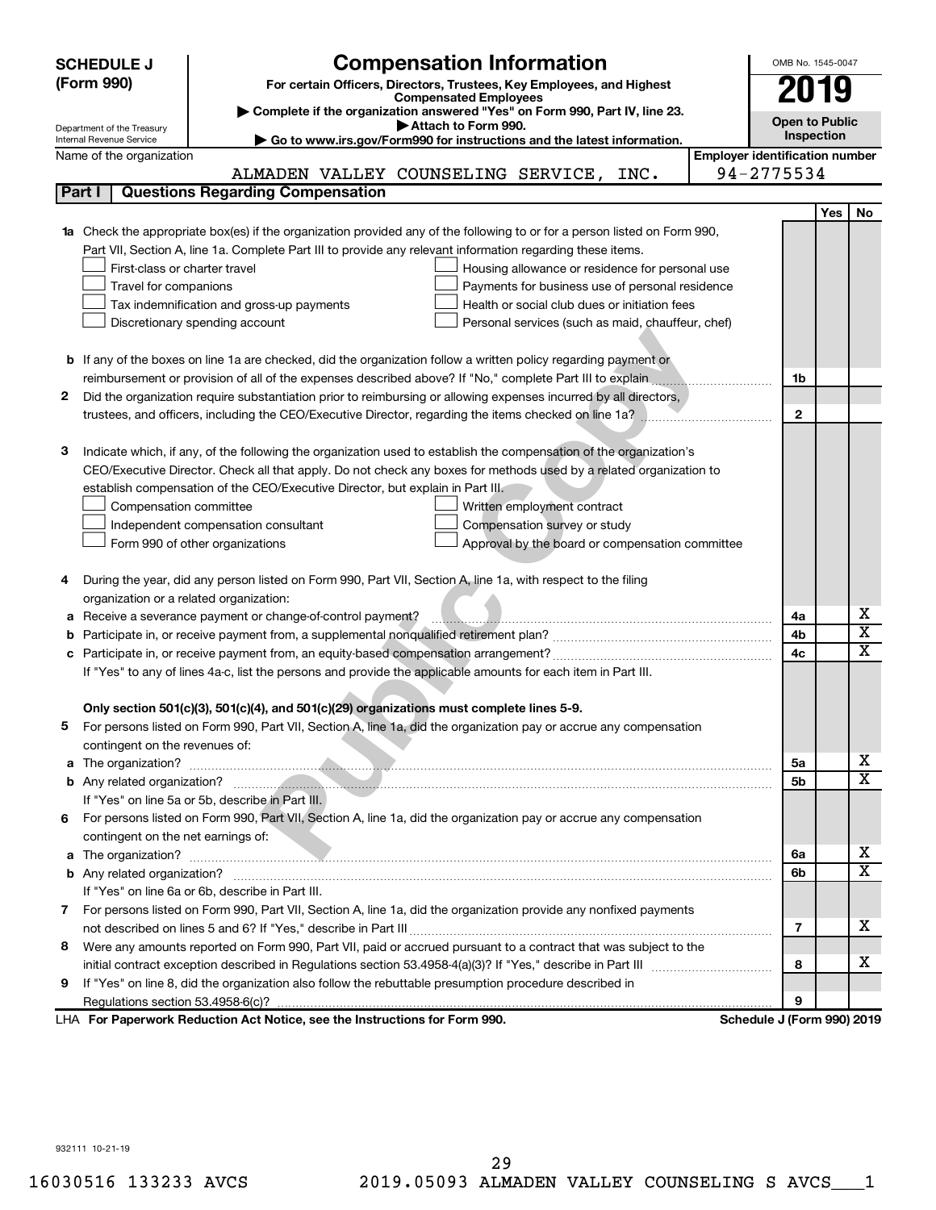**SCHEDULE J (Form 990)**

Department of the Treasury
Internal Revenue Service

# Compensation Information

**For certain Officers, Directors, Trustees, Key Employees, and Highest Compensated Employees**

▶ Complete if the organization answered "Yes" on Form 990, Part IV, line 23.

▶ Attach to Form 990.

▶ Go to www.irs.gov/Form990 for instructions and the latest information.

OMB No. 1545-0047

**2019**

**Open to Public Inspection**

Name of the organization: ALMADEN VALLEY COUNSELING SERVICE, INC.

Employer identification number: 94-2775534

## Part I Questions Regarding Compensation

| | | | Yes | No |
|---|---|---|---|---|
| **1a** | Check the appropriate box(es) if the organization provided any of the following to or for a person listed on Form 990, Part VII, Section A, line 1a. Complete Part III to provide any relevant information regarding these items.<br>☐ First-class or charter travel ☐ Housing allowance or residence for personal use<br>☐ Travel for companions ☐ Payments for business use of personal residence<br>☐ Tax indemnification and gross-up payments ☐ Health or social club dues or initiation fees<br>☐ Discretionary spending account ☐ Personal services (such as maid, chauffeur, chef) | | | |
| **b** | If any of the boxes on line 1a are checked, did the organization follow a written policy regarding payment or reimbursement or provision of all of the expenses described above? If "No," complete Part III to explain | 1b | | |
| **2** | Did the organization require substantiation prior to reimbursing or allowing expenses incurred by all directors, trustees, and officers, including the CEO/Executive Director, regarding the items checked on line 1a? | 2 | | |
| **3** | Indicate which, if any, of the following the organization used to establish the compensation of the organization's CEO/Executive Director. Check all that apply. Do not check any boxes for methods used by a related organization to establish compensation of the CEO/Executive Director, but explain in Part III.<br>☐ Compensation committee ☐ Written employment contract<br>☐ Independent compensation consultant ☐ Compensation survey or study<br>☐ Form 990 of other organizations ☐ Approval by the board or compensation committee | | | |
| **4** | During the year, did any person listed on Form 990, Part VII, Section A, line 1a, with respect to the filing organization or a related organization: | | | |
| **a** | Receive a severance payment or change-of-control payment? | 4a | | X |
| **b** | Participate in, or receive payment from, a supplemental nonqualified retirement plan? | 4b | | X |
| **c** | Participate in, or receive payment from, an equity-based compensation arrangement? | 4c | | X |
| | If "Yes" to any of lines 4a-c, list the persons and provide the applicable amounts for each item in Part III. | | | |
| | **Only section 501(c)(3), 501(c)(4), and 501(c)(29) organizations must complete lines 5-9.** | | | |
| **5** | For persons listed on Form 990, Part VII, Section A, line 1a, did the organization pay or accrue any compensation contingent on the revenues of: | | | |
| **a** | The organization? | 5a | | X |
| **b** | Any related organization? | 5b | | X |
| | If "Yes" on line 5a or 5b, describe in Part III. | | | |
| **6** | For persons listed on Form 990, Part VII, Section A, line 1a, did the organization pay or accrue any compensation contingent on the net earnings of: | | | |
| **a** | The organization? | 6a | | X |
| **b** | Any related organization? | 6b | | X |
| | If "Yes" on line 6a or 6b, describe in Part III. | | | |
| **7** | For persons listed on Form 990, Part VII, Section A, line 1a, did the organization provide any nonfixed payments not described on lines 5 and 6? If "Yes," describe in Part III | 7 | | X |
| **8** | Were any amounts reported on Form 990, Part VII, paid or accrued pursuant to a contract that was subject to the initial contract exception described in Regulations section 53.4958-4(a)(3)? If "Yes," describe in Part III | 8 | | X |
| **9** | If "Yes" on line 8, did the organization also follow the rebuttable presumption procedure described in Regulations section 53.4958-6(c)? | 9 | | |

LHA **For Paperwork Reduction Act Notice, see the Instructions for Form 990.** **Schedule J (Form 990) 2019**

932111 10-21-19

16030516 133233 AVCS 2019.05093 ALMADEN VALLEY COUNSELING S AVCS___1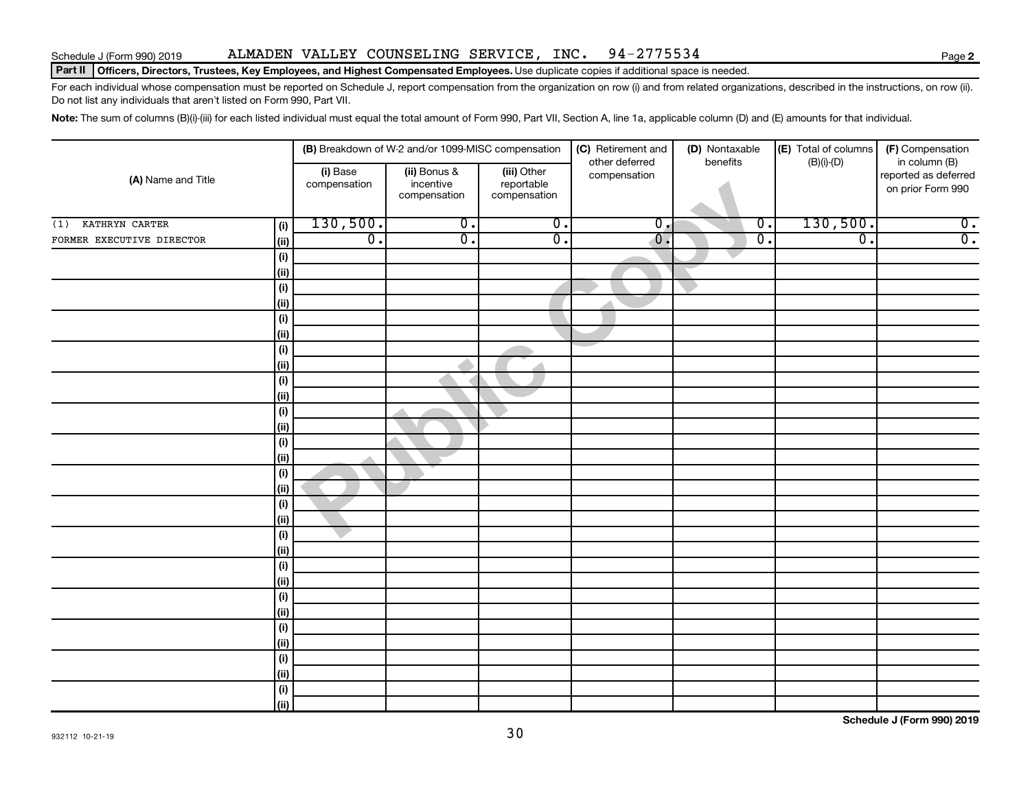Schedule J (Form 990) 2019 ALMADEN VALLEY COUNSELING SERVICE, INC. 94-2775534 Page **2**

**Part II Officers, Directors, Trustees, Key Employees, and Highest Compensated Employees.** Use duplicate copies if additional space is needed.

For each individual whose compensation must be reported on Schedule J, report compensation from the organization on row (i) and from related organizations, described in the instructions, on row (ii). Do not list any individuals that aren't listed on Form 990, Part VII.

**Note:** The sum of columns (B)(i)-(iii) for each listed individual must equal the total amount of Form 990, Part VII, Section A, line 1a, applicable column (D) and (E) amounts for that individual.

| (A) Name and Title | | (B) Breakdown of W-2 and/or 1099-MISC compensation | | | (C) Retirement and other deferred compensation | (D) Nontaxable benefits | (E) Total of columns (B)(i)-(D) | (F) Compensation in column (B) reported as deferred on prior Form 990 |
|---|---|---|---|---|---|---|---|---|
| | | (i) Base compensation | (ii) Bonus & incentive compensation | (iii) Other reportable compensation | | | | |
| (1) KATHRYN CARTER | (i) | 130,500. | 0. | 0. | 0. | 0. | 130,500. | 0. |
| FORMER EXECUTIVE DIRECTOR | (ii) | 0. | 0. | 0. | 0. | 0. | 0. | 0. |
| | (i) | | | | | | | |
| | (ii) | | | | | | | |
| | (i) | | | | | | | |
| | (ii) | | | | | | | |
| | (i) | | | | | | | |
| | (ii) | | | | | | | |
| | (i) | | | | | | | |
| | (ii) | | | | | | | |
| | (i) | | | | | | | |
| | (ii) | | | | | | | |
| | (i) | | | | | | | |
| | (ii) | | | | | | | |
| | (i) | | | | | | | |
| | (ii) | | | | | | | |
| | (i) | | | | | | | |
| | (ii) | | | | | | | |
| | (i) | | | | | | | |
| | (ii) | | | | | | | |
| | (i) | | | | | | | |
| | (ii) | | | | | | | |
| | (i) | | | | | | | |
| | (ii) | | | | | | | |
| | (i) | | | | | | | |
| | (ii) | | | | | | | |
| | (i) | | | | | | | |
| | (ii) | | | | | | | |
| | (i) | | | | | | | |
| | (ii) | | | | | | | |
| | (i) | | | | | | | |
| | (ii) | | | | | | | |

932112 10-21-19 **Schedule J (Form 990) 2019**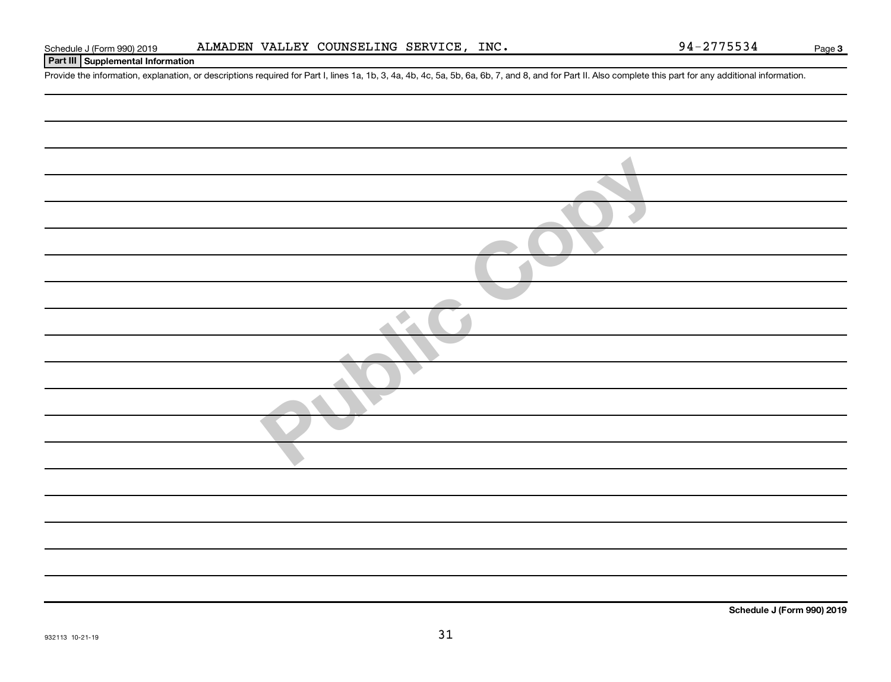Schedule J (Form 990) 2019 ALMADEN VALLEY COUNSELING SERVICE, INC. 94-2775534 Page 3

**Part III Supplemental Information**

Provide the information, explanation, or descriptions required for Part I, lines 1a, 1b, 3, 4a, 4b, 4c, 5a, 5b, 6a, 6b, 7, and 8, and for Part II. Also complete this part for any additional information.

Schedule J (Form 990) 2019

932113 10-21-19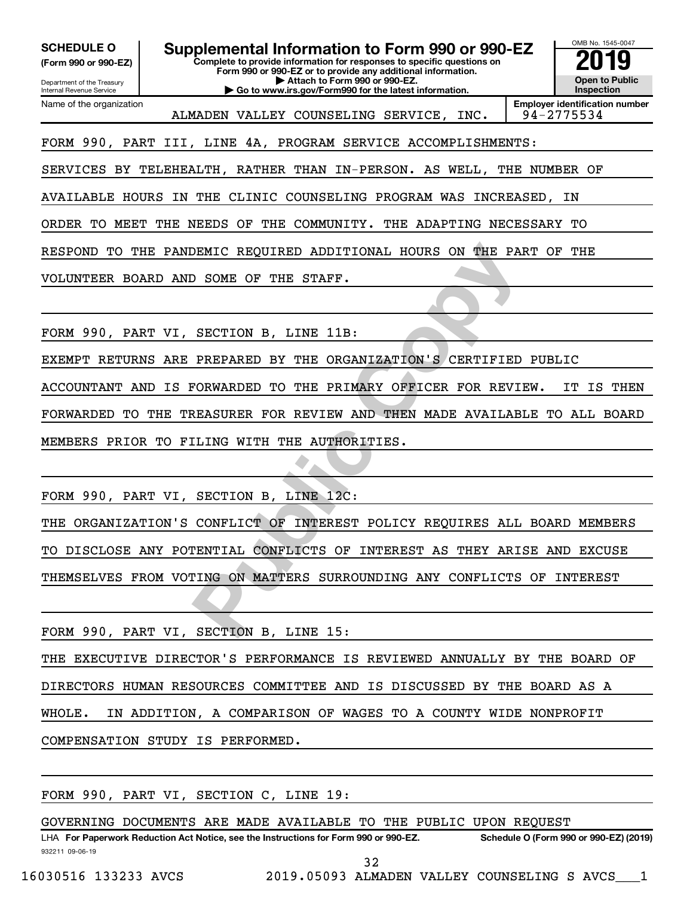**SCHEDULE O (Form 990 or 990-EZ)**

Department of the Treasury
Internal Revenue Service

# Supplemental Information to Form 990 or 990-EZ

**Complete to provide information for responses to specific questions on Form 990 or 990-EZ or to provide any additional information.**
**▶ Attach to Form 990 or 990-EZ.**
**▶ Go to www.irs.gov/Form990 for the latest information.**

OMB No. 1545-0047

**2019**

**Open to Public Inspection**

Name of the organization: ALMADEN VALLEY COUNSELING SERVICE, INC.

**Employer identification number** 94-2775534

FORM 990, PART III, LINE 4A, PROGRAM SERVICE ACCOMPLISHMENTS:

SERVICES BY TELEHEALTH, RATHER THAN IN-PERSON. AS WELL, THE NUMBER OF AVAILABLE HOURS IN THE CLINIC COUNSELING PROGRAM WAS INCREASED, IN ORDER TO MEET THE NEEDS OF THE COMMUNITY. THE ADAPTING NECESSARY TO RESPOND TO THE PANDEMIC REQUIRED ADDITIONAL HOURS ON THE PART OF THE VOLUNTEER BOARD AND SOME OF THE STAFF.

FORM 990, PART VI, SECTION B, LINE 11B:

EXEMPT RETURNS ARE PREPARED BY THE ORGANIZATION'S CERTIFIED PUBLIC ACCOUNTANT AND IS FORWARDED TO THE PRIMARY OFFICER FOR REVIEW. IT IS THEN FORWARDED TO THE TREASURER FOR REVIEW AND THEN MADE AVAILABLE TO ALL BOARD MEMBERS PRIOR TO FILING WITH THE AUTHORITIES.

FORM 990, PART VI, SECTION B, LINE 12C:

THE ORGANIZATION'S CONFLICT OF INTEREST POLICY REQUIRES ALL BOARD MEMBERS TO DISCLOSE ANY POTENTIAL CONFLICTS OF INTEREST AS THEY ARISE AND EXCUSE THEMSELVES FROM VOTING ON MATTERS SURROUNDING ANY CONFLICTS OF INTEREST

FORM 990, PART VI, SECTION B, LINE 15:

THE EXECUTIVE DIRECTOR'S PERFORMANCE IS REVIEWED ANNUALLY BY THE BOARD OF DIRECTORS HUMAN RESOURCES COMMITTEE AND IS DISCUSSED BY THE BOARD AS A WHOLE. IN ADDITION, A COMPARISON OF WAGES TO A COUNTY WIDE NONPROFIT COMPENSATION STUDY IS PERFORMED.

FORM 990, PART VI, SECTION C, LINE 19:

GOVERNING DOCUMENTS ARE MADE AVAILABLE TO THE PUBLIC UPON REQUEST

LHA **For Paperwork Reduction Act Notice, see the Instructions for Form 990 or 990-EZ.** **Schedule O (Form 990 or 990-EZ) (2019)**

932211 09-06-19

16030516 133233 AVCS 2019.05093 ALMADEN VALLEY COUNSELING S AVCS___1